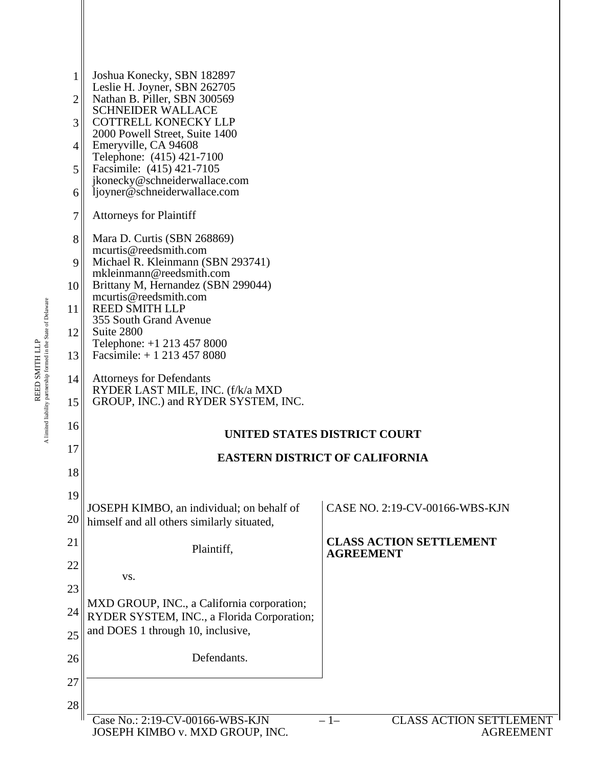Joshua Konecky, SBN 182897
Leslie H. Joyner, SBN 262705
Nathan B. Piller, SBN 300569
SCHNEIDER WALLACE
COTTRELL KONECKY LLP
2000 Powell Street, Suite 1400
Emeryville, CA 94608
Telephone: (415) 421-7100
Facsimile: (415) 421-7105
jkonecky@schneiderwallace.com
ljoyner@schneiderwallace.com

Attorneys for Plaintiff

Mara D. Curtis (SBN 268869)
mcurtis@reedsmith.com
Michael R. Kleinmann (SBN 293741)
mkleinmann@reedsmith.com
Brittany M, Hernandez (SBN 299044)
mcurtis@reedsmith.com
REED SMITH LLP
355 South Grand Avenue
Suite 2800
Telephone: +1 213 457 8000
Facsimile: + 1 213 457 8080

Attorneys for Defendants
RYDER LAST MILE, INC. (f/k/a MXD GROUP, INC.) and RYDER SYSTEM, INC.

**UNITED STATES DISTRICT COURT**

**EASTERN DISTRICT OF CALIFORNIA**

JOSEPH KIMBO, an individual; on behalf of himself and all others similarly situated,

Plaintiff,

vs.

MXD GROUP, INC., a California corporation; RYDER SYSTEM, INC., a Florida Corporation; and DOES 1 through 10, inclusive,

Defendants.

CASE NO. 2:19-CV-00166-WBS-KJN

**CLASS ACTION SETTLEMENT AGREEMENT**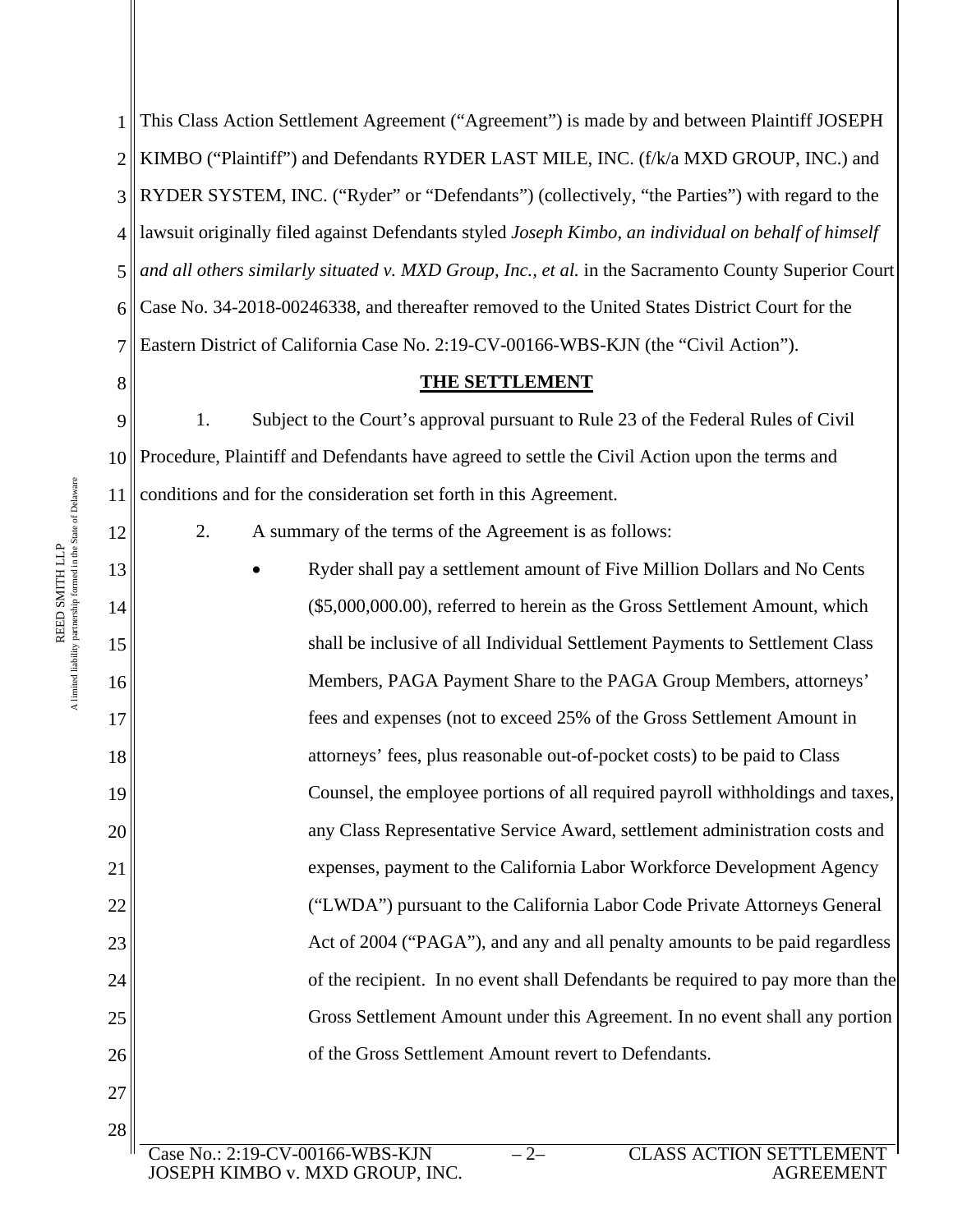This Class Action Settlement Agreement ("Agreement") is made by and between Plaintiff JOSEPH KIMBO ("Plaintiff") and Defendants RYDER LAST MILE, INC. (f/k/a MXD GROUP, INC.) and RYDER SYSTEM, INC. ("Ryder" or "Defendants") (collectively, "the Parties") with regard to the lawsuit originally filed against Defendants styled *Joseph Kimbo, an individual on behalf of himself and all others similarly situated v. MXD Group, Inc., et al.* in the Sacramento County Superior Court Case No. 34-2018-00246338, and thereafter removed to the United States District Court for the Eastern District of California Case No. 2:19-CV-00166-WBS-KJN (the "Civil Action").

**THE SETTLEMENT**

1. Subject to the Court's approval pursuant to Rule 23 of the Federal Rules of Civil Procedure, Plaintiff and Defendants have agreed to settle the Civil Action upon the terms and conditions and for the consideration set forth in this Agreement.

2. A summary of the terms of the Agreement is as follows:

- Ryder shall pay a settlement amount of Five Million Dollars and No Cents ($5,000,000.00), referred to herein as the Gross Settlement Amount, which shall be inclusive of all Individual Settlement Payments to Settlement Class Members, PAGA Payment Share to the PAGA Group Members, attorneys' fees and expenses (not to exceed 25% of the Gross Settlement Amount in attorneys' fees, plus reasonable out-of-pocket costs) to be paid to Class Counsel, the employee portions of all required payroll withholdings and taxes, any Class Representative Service Award, settlement administration costs and expenses, payment to the California Labor Workforce Development Agency ("LWDA") pursuant to the California Labor Code Private Attorneys General Act of 2004 ("PAGA"), and any and all penalty amounts to be paid regardless of the recipient. In no event shall Defendants be required to pay more than the Gross Settlement Amount under this Agreement. In no event shall any portion of the Gross Settlement Amount revert to Defendants.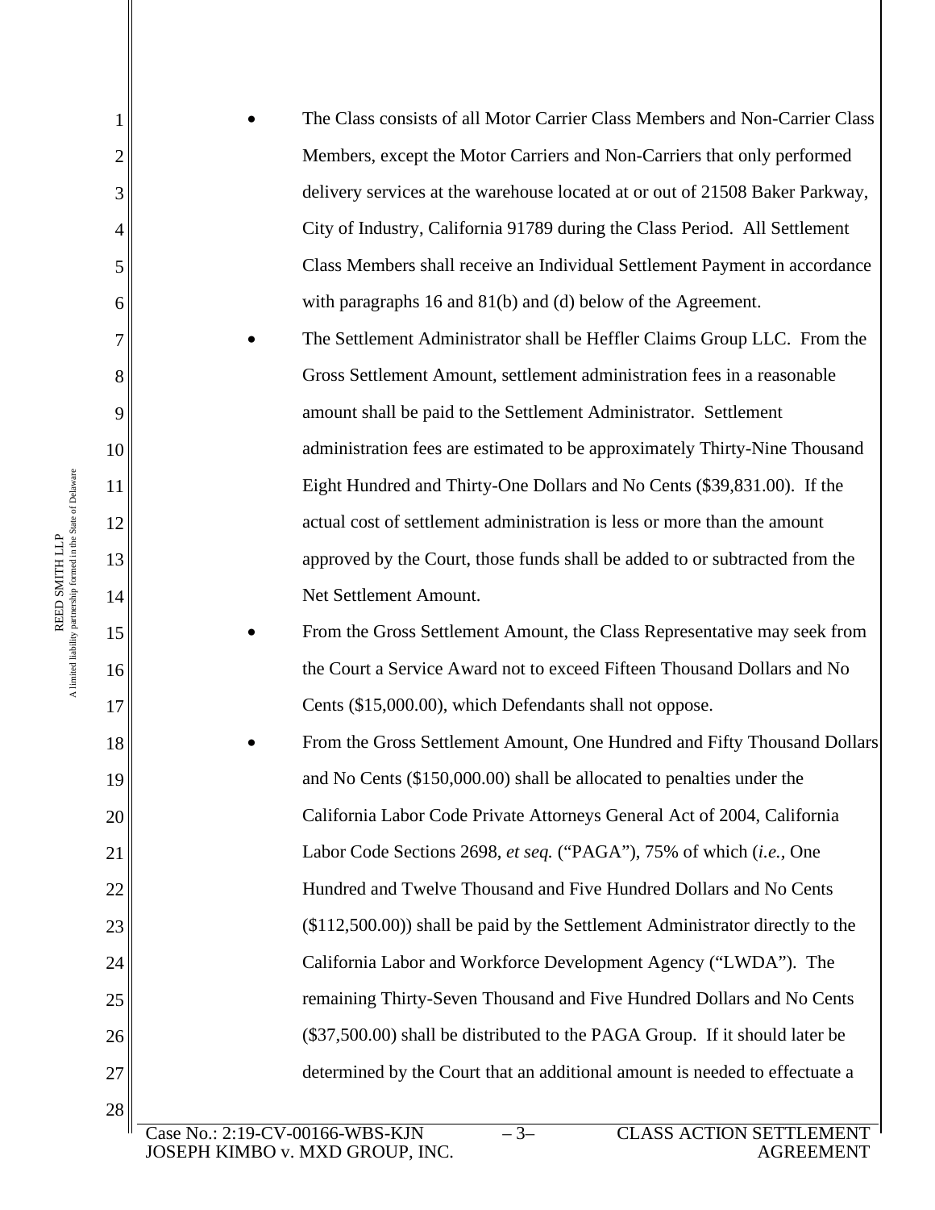- The Class consists of all Motor Carrier Class Members and Non-Carrier Class Members, except the Motor Carriers and Non-Carriers that only performed delivery services at the warehouse located at or out of 21508 Baker Parkway, City of Industry, California 91789 during the Class Period. All Settlement Class Members shall receive an Individual Settlement Payment in accordance with paragraphs 16 and 81(b) and (d) below of the Agreement.
- The Settlement Administrator shall be Heffler Claims Group LLC. From the Gross Settlement Amount, settlement administration fees in a reasonable amount shall be paid to the Settlement Administrator. Settlement administration fees are estimated to be approximately Thirty-Nine Thousand Eight Hundred and Thirty-One Dollars and No Cents ($39,831.00). If the actual cost of settlement administration is less or more than the amount approved by the Court, those funds shall be added to or subtracted from the Net Settlement Amount.
- From the Gross Settlement Amount, the Class Representative may seek from the Court a Service Award not to exceed Fifteen Thousand Dollars and No Cents ($15,000.00), which Defendants shall not oppose.
- From the Gross Settlement Amount, One Hundred and Fifty Thousand Dollars and No Cents ($150,000.00) shall be allocated to penalties under the California Labor Code Private Attorneys General Act of 2004, California Labor Code Sections 2698, *et seq.* ("PAGA"), 75% of which (*i.e.*, One Hundred and Twelve Thousand and Five Hundred Dollars and No Cents ($112,500.00)) shall be paid by the Settlement Administrator directly to the California Labor and Workforce Development Agency ("LWDA"). The remaining Thirty-Seven Thousand and Five Hundred Dollars and No Cents ($37,500.00) shall be distributed to the PAGA Group. If it should later be determined by the Court that an additional amount is needed to effectuate a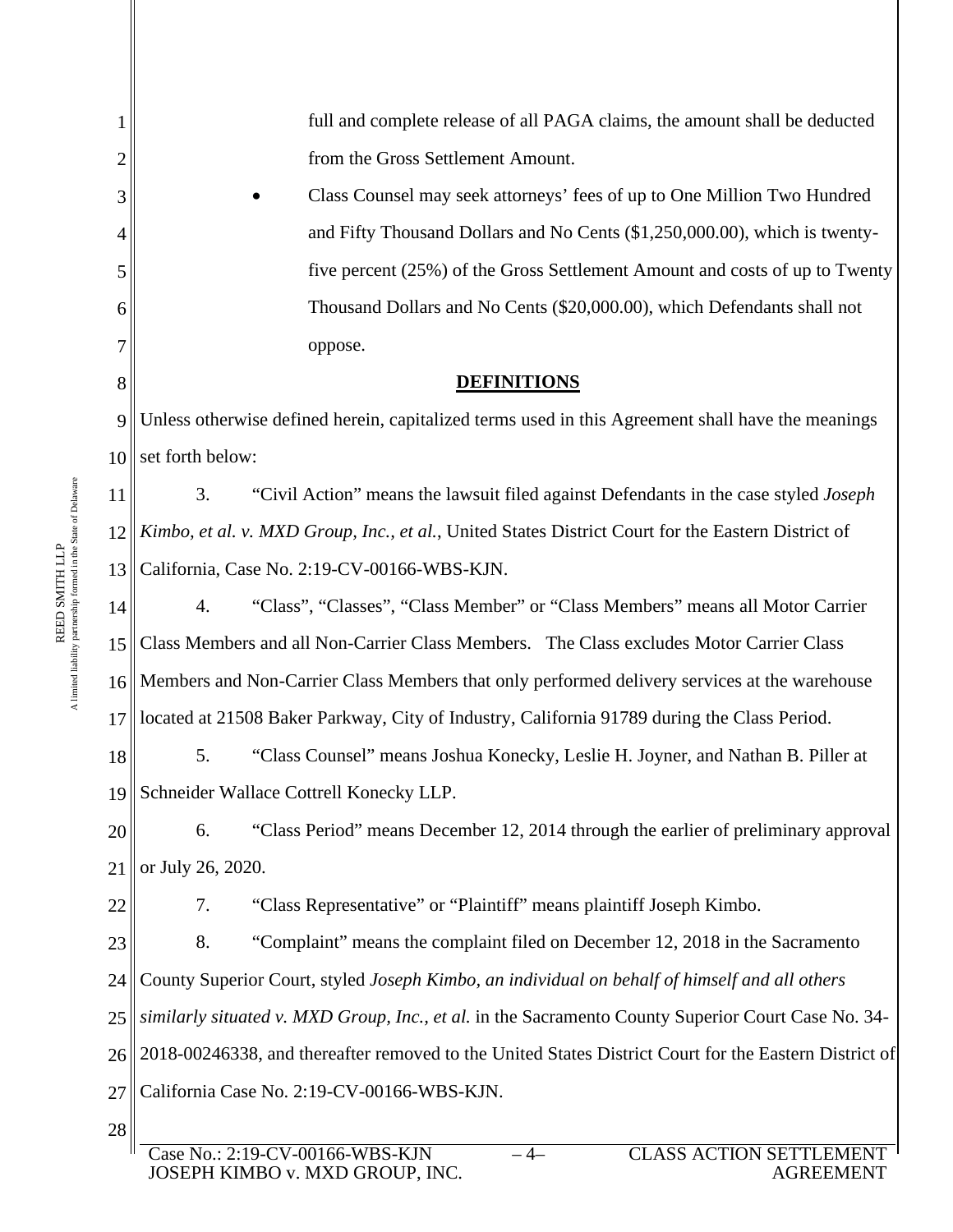full and complete release of all PAGA claims, the amount shall be deducted from the Gross Settlement Amount.

- Class Counsel may seek attorneys' fees of up to One Million Two Hundred and Fifty Thousand Dollars and No Cents ($1,250,000.00), which is twenty-five percent (25%) of the Gross Settlement Amount and costs of up to Twenty Thousand Dollars and No Cents ($20,000.00), which Defendants shall not oppose.

## DEFINITIONS

Unless otherwise defined herein, capitalized terms used in this Agreement shall have the meanings set forth below:

3. "Civil Action" means the lawsuit filed against Defendants in the case styled *Joseph Kimbo, et al. v. MXD Group, Inc., et al.*, United States District Court for the Eastern District of California, Case No. 2:19-CV-00166-WBS-KJN.

4. "Class", "Classes", "Class Member" or "Class Members" means all Motor Carrier Class Members and all Non-Carrier Class Members. The Class excludes Motor Carrier Class Members and Non-Carrier Class Members that only performed delivery services at the warehouse located at 21508 Baker Parkway, City of Industry, California 91789 during the Class Period.

5. "Class Counsel" means Joshua Konecky, Leslie H. Joyner, and Nathan B. Piller at Schneider Wallace Cottrell Konecky LLP.

6. "Class Period" means December 12, 2014 through the earlier of preliminary approval or July 26, 2020.

7. "Class Representative" or "Plaintiff" means plaintiff Joseph Kimbo.

8. "Complaint" means the complaint filed on December 12, 2018 in the Sacramento County Superior Court, styled *Joseph Kimbo, an individual on behalf of himself and all others similarly situated v. MXD Group, Inc., et al.* in the Sacramento County Superior Court Case No. 34-2018-00246338, and thereafter removed to the United States District Court for the Eastern District of California Case No. 2:19-CV-00166-WBS-KJN.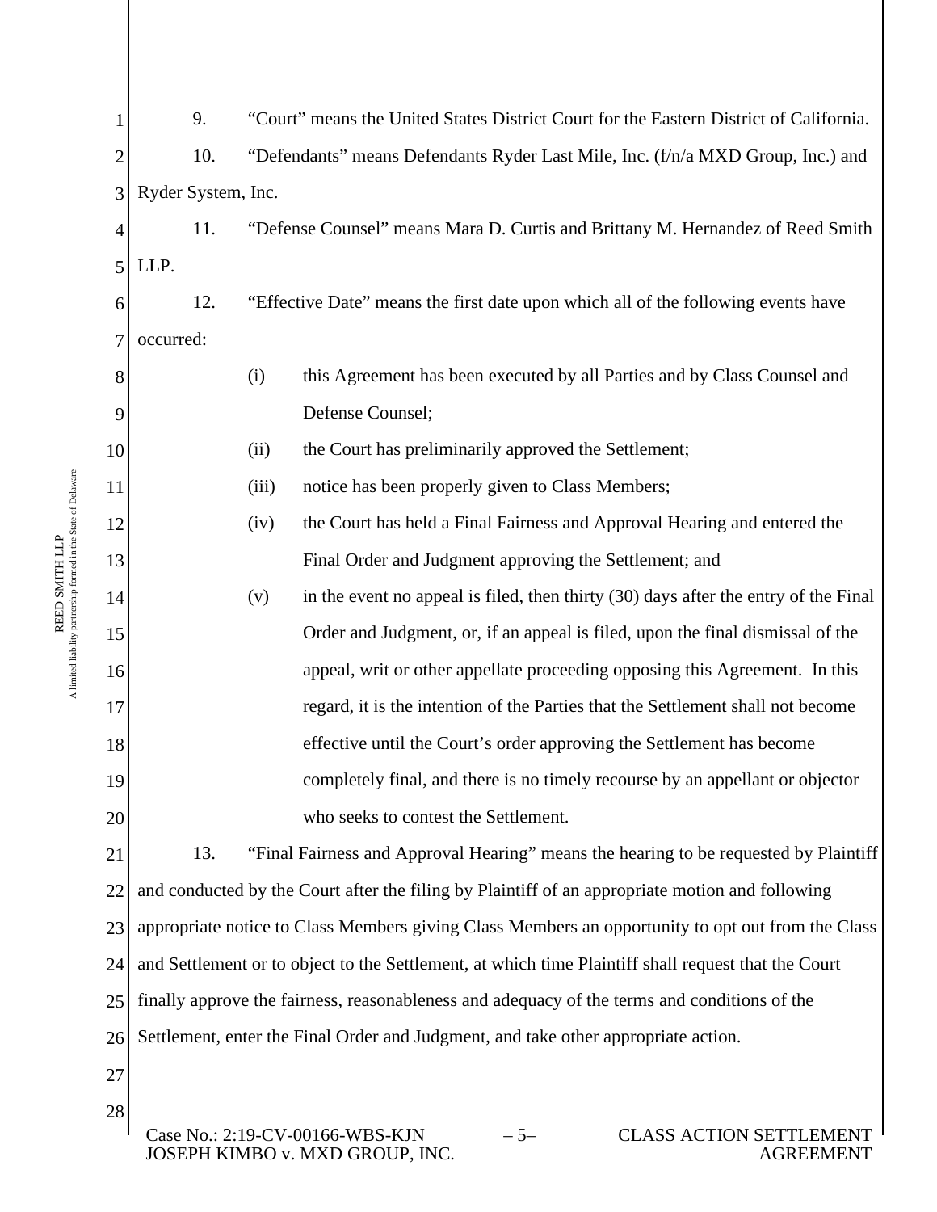9. "Court" means the United States District Court for the Eastern District of California.

10. "Defendants" means Defendants Ryder Last Mile, Inc. (f/n/a MXD Group, Inc.) and Ryder System, Inc.

11. "Defense Counsel" means Mara D. Curtis and Brittany M. Hernandez of Reed Smith LLP.

12. "Effective Date" means the first date upon which all of the following events have occurred:

(i) this Agreement has been executed by all Parties and by Class Counsel and Defense Counsel;

(ii) the Court has preliminarily approved the Settlement;

(iii) notice has been properly given to Class Members;

(iv) the Court has held a Final Fairness and Approval Hearing and entered the Final Order and Judgment approving the Settlement; and

(v) in the event no appeal is filed, then thirty (30) days after the entry of the Final Order and Judgment, or, if an appeal is filed, upon the final dismissal of the appeal, writ or other appellate proceeding opposing this Agreement. In this regard, it is the intention of the Parties that the Settlement shall not become effective until the Court's order approving the Settlement has become completely final, and there is no timely recourse by an appellant or objector who seeks to contest the Settlement.

13. "Final Fairness and Approval Hearing" means the hearing to be requested by Plaintiff and conducted by the Court after the filing by Plaintiff of an appropriate motion and following appropriate notice to Class Members giving Class Members an opportunity to opt out from the Class and Settlement or to object to the Settlement, at which time Plaintiff shall request that the Court finally approve the fairness, reasonableness and adequacy of the terms and conditions of the Settlement, enter the Final Order and Judgment, and take other appropriate action.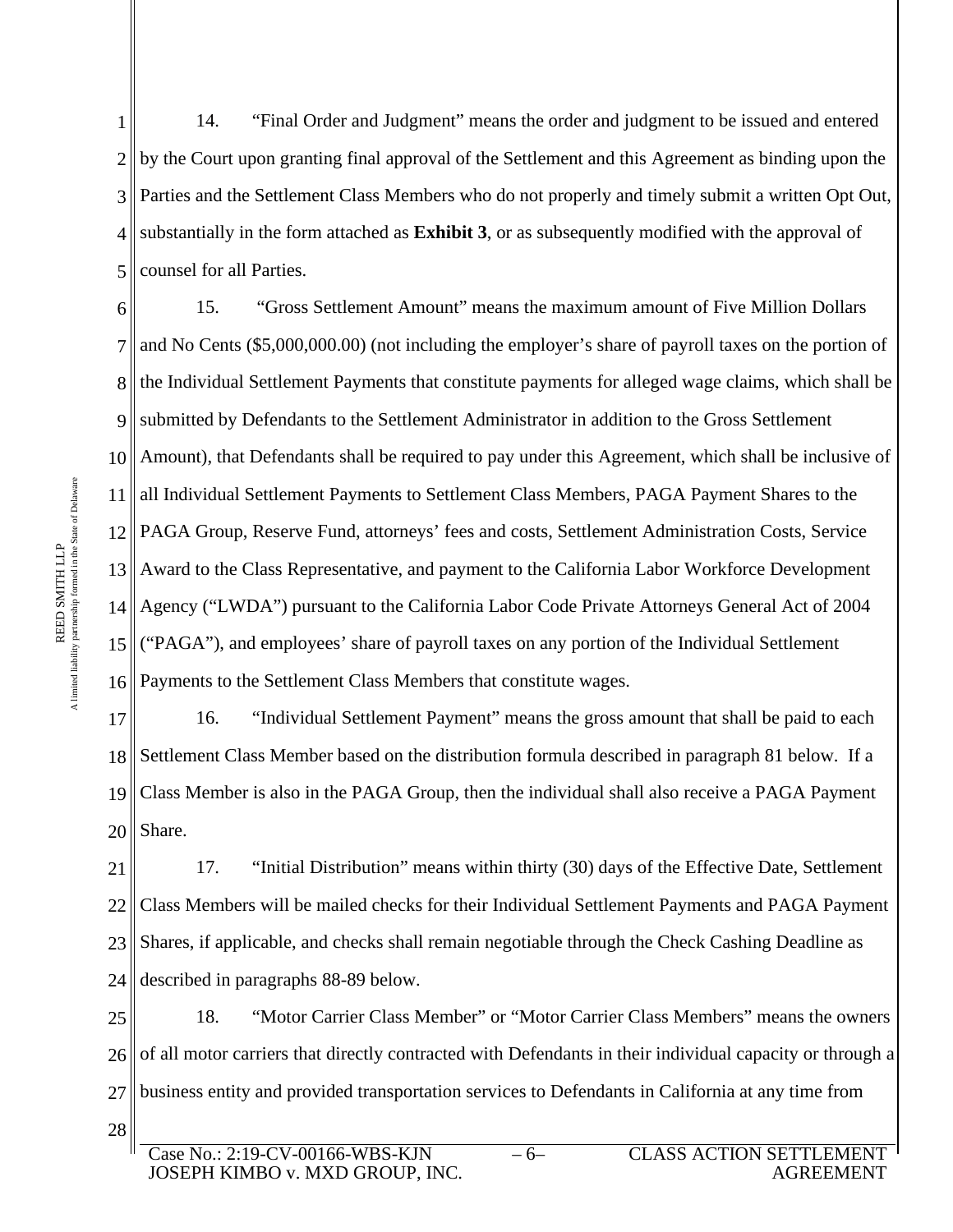14. "Final Order and Judgment" means the order and judgment to be issued and entered by the Court upon granting final approval of the Settlement and this Agreement as binding upon the Parties and the Settlement Class Members who do not properly and timely submit a written Opt Out, substantially in the form attached as **Exhibit 3**, or as subsequently modified with the approval of counsel for all Parties.

15. "Gross Settlement Amount" means the maximum amount of Five Million Dollars and No Cents ($5,000,000.00) (not including the employer's share of payroll taxes on the portion of the Individual Settlement Payments that constitute payments for alleged wage claims, which shall be submitted by Defendants to the Settlement Administrator in addition to the Gross Settlement Amount), that Defendants shall be required to pay under this Agreement, which shall be inclusive of all Individual Settlement Payments to Settlement Class Members, PAGA Payment Shares to the PAGA Group, Reserve Fund, attorneys' fees and costs, Settlement Administration Costs, Service Award to the Class Representative, and payment to the California Labor Workforce Development Agency ("LWDA") pursuant to the California Labor Code Private Attorneys General Act of 2004 ("PAGA"), and employees' share of payroll taxes on any portion of the Individual Settlement Payments to the Settlement Class Members that constitute wages.

16. "Individual Settlement Payment" means the gross amount that shall be paid to each Settlement Class Member based on the distribution formula described in paragraph 81 below. If a Class Member is also in the PAGA Group, then the individual shall also receive a PAGA Payment Share.

17. "Initial Distribution" means within thirty (30) days of the Effective Date, Settlement Class Members will be mailed checks for their Individual Settlement Payments and PAGA Payment Shares, if applicable, and checks shall remain negotiable through the Check Cashing Deadline as described in paragraphs 88-89 below.

18. "Motor Carrier Class Member" or "Motor Carrier Class Members" means the owners of all motor carriers that directly contracted with Defendants in their individual capacity or through a business entity and provided transportation services to Defendants in California at any time from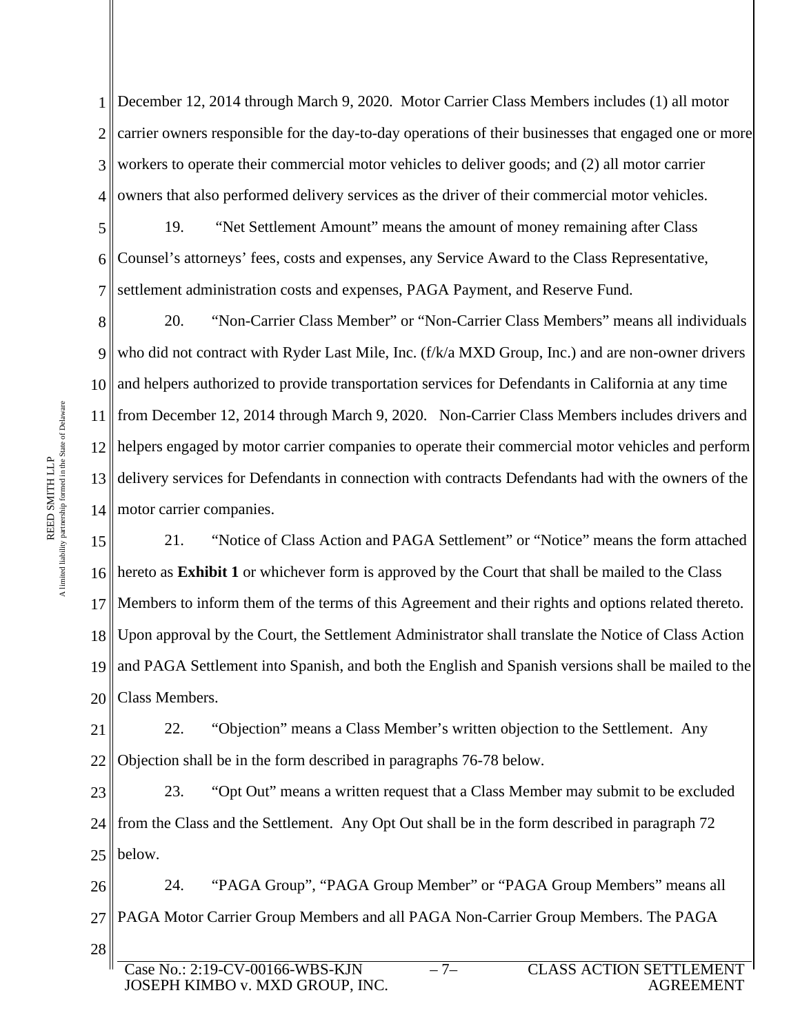December 12, 2014 through March 9, 2020. Motor Carrier Class Members includes (1) all motor carrier owners responsible for the day-to-day operations of their businesses that engaged one or more workers to operate their commercial motor vehicles to deliver goods; and (2) all motor carrier owners that also performed delivery services as the driver of their commercial motor vehicles.

19. "Net Settlement Amount" means the amount of money remaining after Class Counsel's attorneys' fees, costs and expenses, any Service Award to the Class Representative, settlement administration costs and expenses, PAGA Payment, and Reserve Fund.

20. "Non-Carrier Class Member" or "Non-Carrier Class Members" means all individuals who did not contract with Ryder Last Mile, Inc. (f/k/a MXD Group, Inc.) and are non-owner drivers and helpers authorized to provide transportation services for Defendants in California at any time from December 12, 2014 through March 9, 2020. Non-Carrier Class Members includes drivers and helpers engaged by motor carrier companies to operate their commercial motor vehicles and perform delivery services for Defendants in connection with contracts Defendants had with the owners of the motor carrier companies.

21. "Notice of Class Action and PAGA Settlement" or "Notice" means the form attached hereto as **Exhibit 1** or whichever form is approved by the Court that shall be mailed to the Class Members to inform them of the terms of this Agreement and their rights and options related thereto. Upon approval by the Court, the Settlement Administrator shall translate the Notice of Class Action and PAGA Settlement into Spanish, and both the English and Spanish versions shall be mailed to the Class Members.

22. "Objection" means a Class Member's written objection to the Settlement. Any Objection shall be in the form described in paragraphs 76-78 below.

23. "Opt Out" means a written request that a Class Member may submit to be excluded from the Class and the Settlement. Any Opt Out shall be in the form described in paragraph 72 below.

24. "PAGA Group", "PAGA Group Member" or "PAGA Group Members" means all PAGA Motor Carrier Group Members and all PAGA Non-Carrier Group Members. The PAGA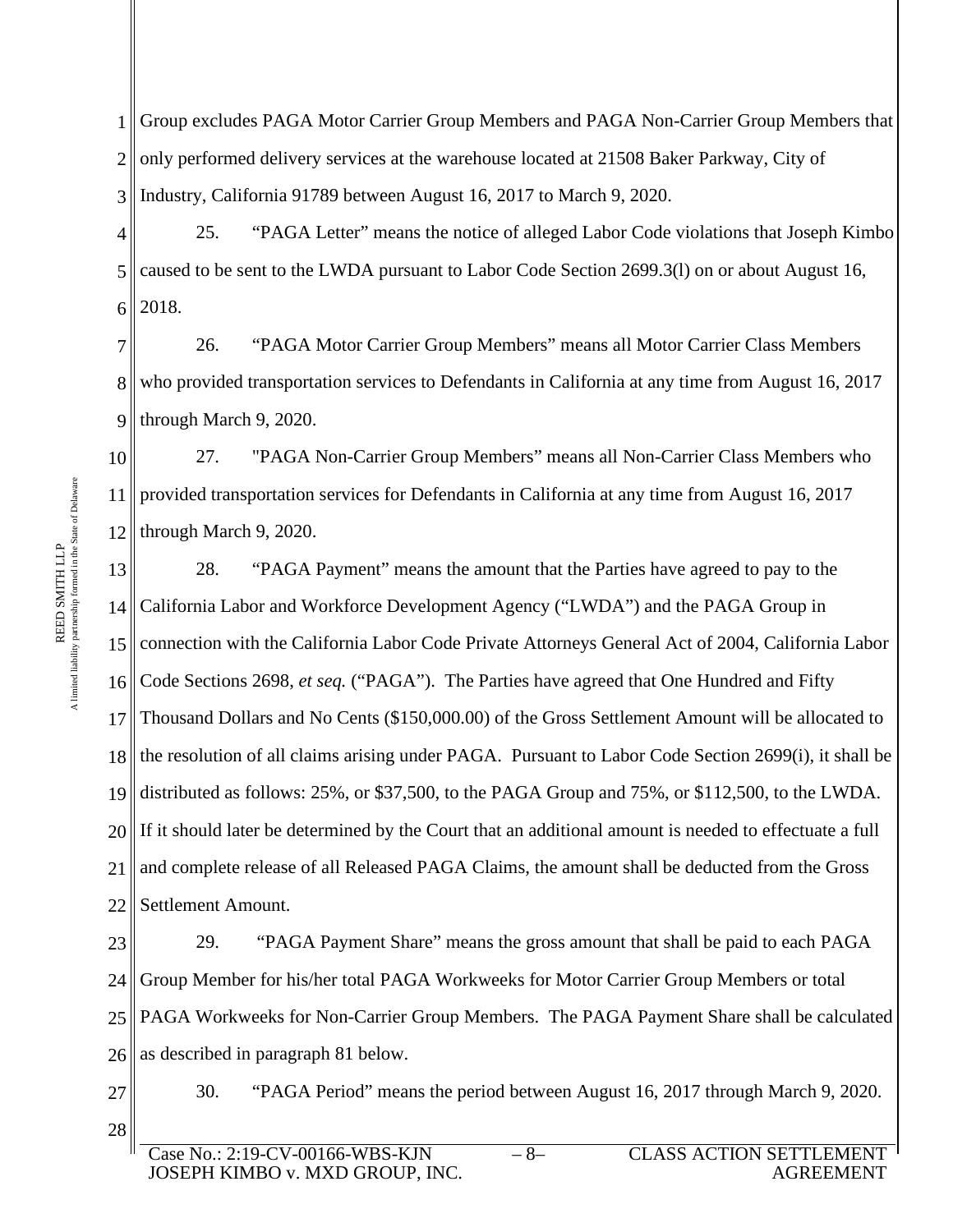Group excludes PAGA Motor Carrier Group Members and PAGA Non-Carrier Group Members that only performed delivery services at the warehouse located at 21508 Baker Parkway, City of Industry, California 91789 between August 16, 2017 to March 9, 2020.

25. "PAGA Letter" means the notice of alleged Labor Code violations that Joseph Kimbo caused to be sent to the LWDA pursuant to Labor Code Section 2699.3(l) on or about August 16, 2018.

26. "PAGA Motor Carrier Group Members" means all Motor Carrier Class Members who provided transportation services to Defendants in California at any time from August 16, 2017 through March 9, 2020.

27. "PAGA Non-Carrier Group Members" means all Non-Carrier Class Members who provided transportation services for Defendants in California at any time from August 16, 2017 through March 9, 2020.

28. "PAGA Payment" means the amount that the Parties have agreed to pay to the California Labor and Workforce Development Agency ("LWDA") and the PAGA Group in connection with the California Labor Code Private Attorneys General Act of 2004, California Labor Code Sections 2698, *et seq.* ("PAGA"). The Parties have agreed that One Hundred and Fifty Thousand Dollars and No Cents ($150,000.00) of the Gross Settlement Amount will be allocated to the resolution of all claims arising under PAGA. Pursuant to Labor Code Section 2699(i), it shall be distributed as follows: 25%, or $37,500, to the PAGA Group and 75%, or $112,500, to the LWDA. If it should later be determined by the Court that an additional amount is needed to effectuate a full and complete release of all Released PAGA Claims, the amount shall be deducted from the Gross Settlement Amount.

29. "PAGA Payment Share" means the gross amount that shall be paid to each PAGA Group Member for his/her total PAGA Workweeks for Motor Carrier Group Members or total PAGA Workweeks for Non-Carrier Group Members. The PAGA Payment Share shall be calculated as described in paragraph 81 below.

30. "PAGA Period" means the period between August 16, 2017 through March 9, 2020.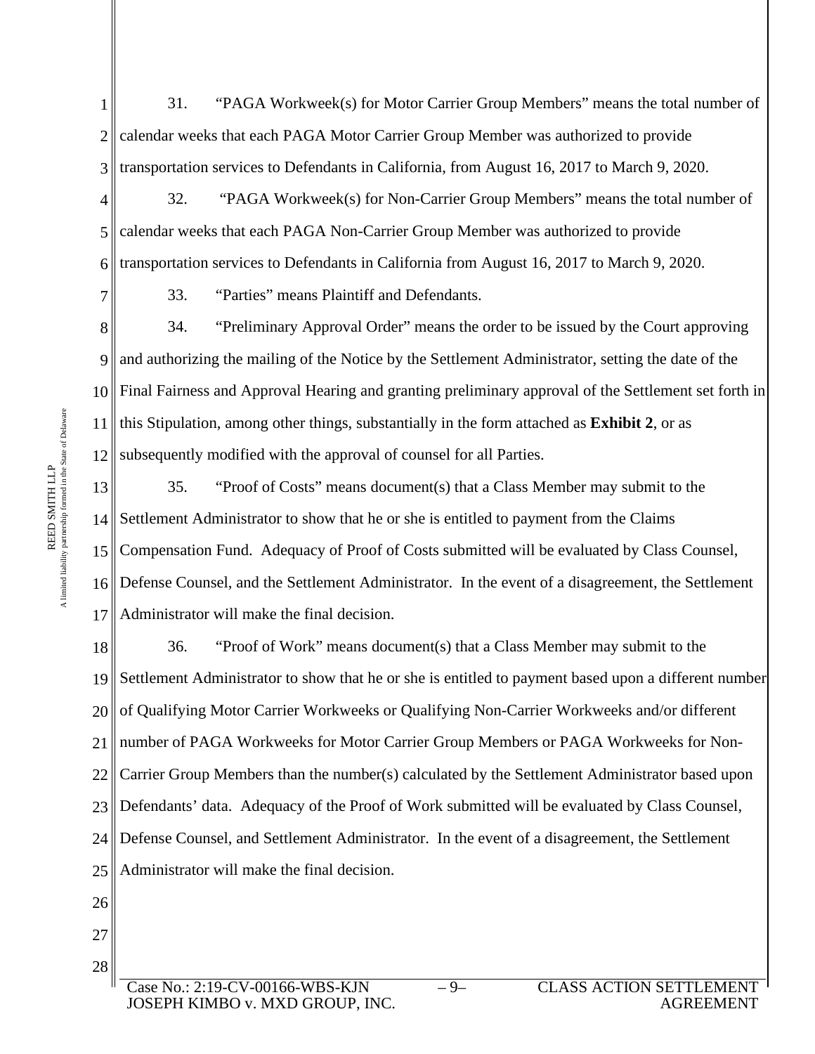31. "PAGA Workweek(s) for Motor Carrier Group Members" means the total number of calendar weeks that each PAGA Motor Carrier Group Member was authorized to provide transportation services to Defendants in California, from August 16, 2017 to March 9, 2020.

32. "PAGA Workweek(s) for Non-Carrier Group Members" means the total number of calendar weeks that each PAGA Non-Carrier Group Member was authorized to provide transportation services to Defendants in California from August 16, 2017 to March 9, 2020.

33. "Parties" means Plaintiff and Defendants.

34. "Preliminary Approval Order" means the order to be issued by the Court approving and authorizing the mailing of the Notice by the Settlement Administrator, setting the date of the Final Fairness and Approval Hearing and granting preliminary approval of the Settlement set forth in this Stipulation, among other things, substantially in the form attached as **Exhibit 2**, or as subsequently modified with the approval of counsel for all Parties.

35. "Proof of Costs" means document(s) that a Class Member may submit to the Settlement Administrator to show that he or she is entitled to payment from the Claims Compensation Fund. Adequacy of Proof of Costs submitted will be evaluated by Class Counsel, Defense Counsel, and the Settlement Administrator. In the event of a disagreement, the Settlement Administrator will make the final decision.

36. "Proof of Work" means document(s) that a Class Member may submit to the Settlement Administrator to show that he or she is entitled to payment based upon a different number of Qualifying Motor Carrier Workweeks or Qualifying Non-Carrier Workweeks and/or different number of PAGA Workweeks for Motor Carrier Group Members or PAGA Workweeks for Non-Carrier Group Members than the number(s) calculated by the Settlement Administrator based upon Defendants' data. Adequacy of the Proof of Work submitted will be evaluated by Class Counsel, Defense Counsel, and Settlement Administrator. In the event of a disagreement, the Settlement Administrator will make the final decision.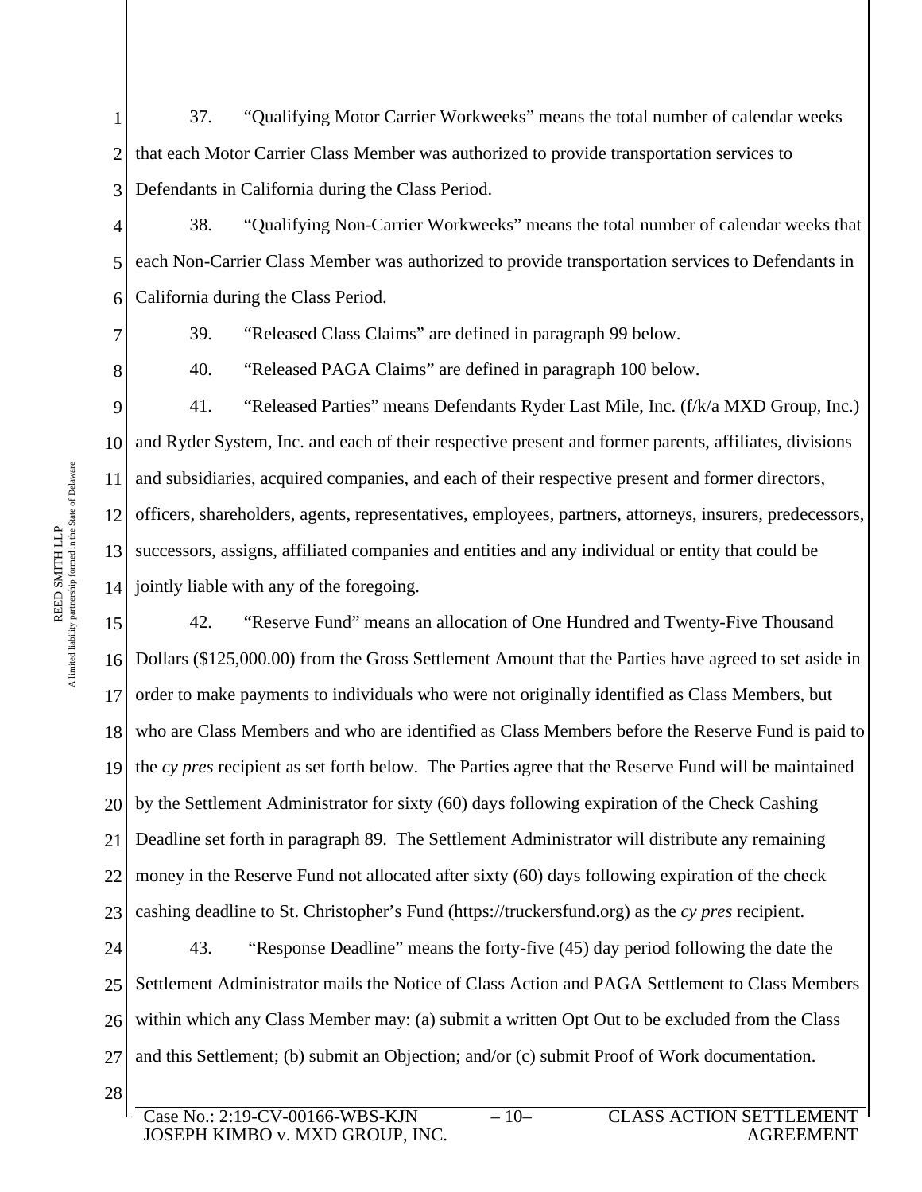37. "Qualifying Motor Carrier Workweeks" means the total number of calendar weeks that each Motor Carrier Class Member was authorized to provide transportation services to Defendants in California during the Class Period.

38. "Qualifying Non-Carrier Workweeks" means the total number of calendar weeks that each Non-Carrier Class Member was authorized to provide transportation services to Defendants in California during the Class Period.

39. "Released Class Claims" are defined in paragraph 99 below.

40. "Released PAGA Claims" are defined in paragraph 100 below.

41. "Released Parties" means Defendants Ryder Last Mile, Inc. (f/k/a MXD Group, Inc.) and Ryder System, Inc. and each of their respective present and former parents, affiliates, divisions and subsidiaries, acquired companies, and each of their respective present and former directors, officers, shareholders, agents, representatives, employees, partners, attorneys, insurers, predecessors, successors, assigns, affiliated companies and entities and any individual or entity that could be jointly liable with any of the foregoing.

42. "Reserve Fund" means an allocation of One Hundred and Twenty-Five Thousand Dollars ($125,000.00) from the Gross Settlement Amount that the Parties have agreed to set aside in order to make payments to individuals who were not originally identified as Class Members, but who are Class Members and who are identified as Class Members before the Reserve Fund is paid to the *cy pres* recipient as set forth below. The Parties agree that the Reserve Fund will be maintained by the Settlement Administrator for sixty (60) days following expiration of the Check Cashing Deadline set forth in paragraph 89. The Settlement Administrator will distribute any remaining money in the Reserve Fund not allocated after sixty (60) days following expiration of the check cashing deadline to St. Christopher's Fund (https://truckersfund.org) as the *cy pres* recipient.

43. "Response Deadline" means the forty-five (45) day period following the date the Settlement Administrator mails the Notice of Class Action and PAGA Settlement to Class Members within which any Class Member may: (a) submit a written Opt Out to be excluded from the Class and this Settlement; (b) submit an Objection; and/or (c) submit Proof of Work documentation.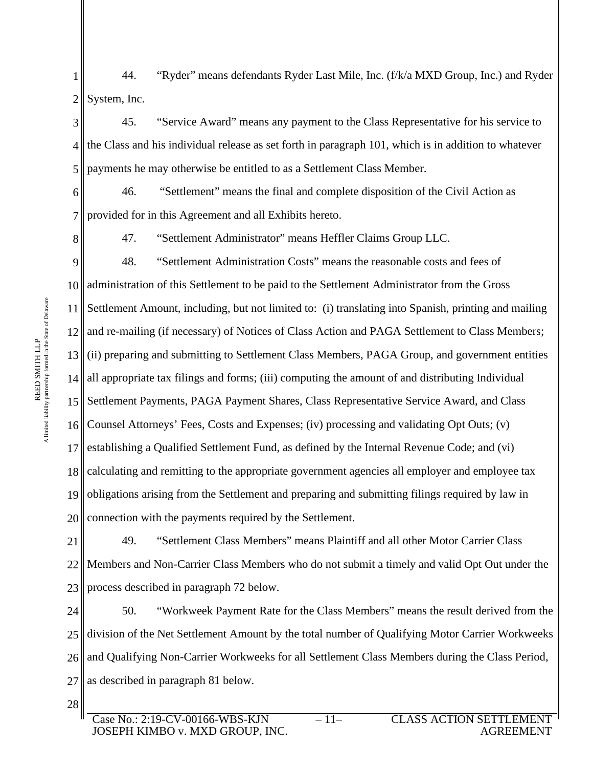44. "Ryder" means defendants Ryder Last Mile, Inc. (f/k/a MXD Group, Inc.) and Ryder System, Inc.

45. "Service Award" means any payment to the Class Representative for his service to the Class and his individual release as set forth in paragraph 101, which is in addition to whatever payments he may otherwise be entitled to as a Settlement Class Member.

46. "Settlement" means the final and complete disposition of the Civil Action as provided for in this Agreement and all Exhibits hereto.

47. "Settlement Administrator" means Heffler Claims Group LLC.

48. "Settlement Administration Costs" means the reasonable costs and fees of administration of this Settlement to be paid to the Settlement Administrator from the Gross Settlement Amount, including, but not limited to: (i) translating into Spanish, printing and mailing and re-mailing (if necessary) of Notices of Class Action and PAGA Settlement to Class Members; (ii) preparing and submitting to Settlement Class Members, PAGA Group, and government entities all appropriate tax filings and forms; (iii) computing the amount of and distributing Individual Settlement Payments, PAGA Payment Shares, Class Representative Service Award, and Class Counsel Attorneys' Fees, Costs and Expenses; (iv) processing and validating Opt Outs; (v) establishing a Qualified Settlement Fund, as defined by the Internal Revenue Code; and (vi) calculating and remitting to the appropriate government agencies all employer and employee tax obligations arising from the Settlement and preparing and submitting filings required by law in connection with the payments required by the Settlement.

49. "Settlement Class Members" means Plaintiff and all other Motor Carrier Class Members and Non-Carrier Class Members who do not submit a timely and valid Opt Out under the process described in paragraph 72 below.

50. "Workweek Payment Rate for the Class Members" means the result derived from the division of the Net Settlement Amount by the total number of Qualifying Motor Carrier Workweeks and Qualifying Non-Carrier Workweeks for all Settlement Class Members during the Class Period, as described in paragraph 81 below.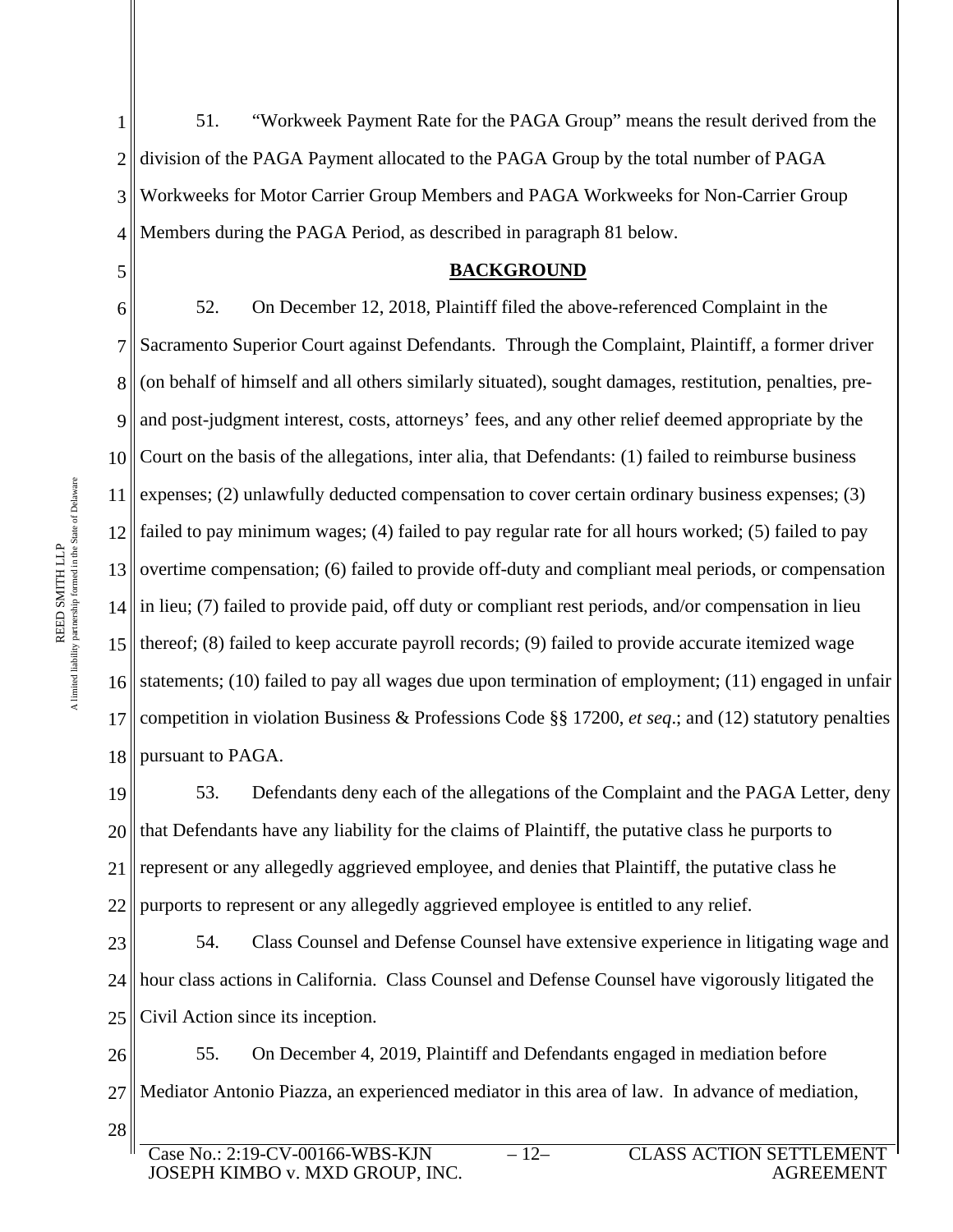51. "Workweek Payment Rate for the PAGA Group" means the result derived from the division of the PAGA Payment allocated to the PAGA Group by the total number of PAGA Workweeks for Motor Carrier Group Members and PAGA Workweeks for Non-Carrier Group Members during the PAGA Period, as described in paragraph 81 below.

## BACKGROUND

52. On December 12, 2018, Plaintiff filed the above-referenced Complaint in the Sacramento Superior Court against Defendants. Through the Complaint, Plaintiff, a former driver (on behalf of himself and all others similarly situated), sought damages, restitution, penalties, pre- and post-judgment interest, costs, attorneys' fees, and any other relief deemed appropriate by the Court on the basis of the allegations, inter alia, that Defendants: (1) failed to reimburse business expenses; (2) unlawfully deducted compensation to cover certain ordinary business expenses; (3) failed to pay minimum wages; (4) failed to pay regular rate for all hours worked; (5) failed to pay overtime compensation; (6) failed to provide off-duty and compliant meal periods, or compensation in lieu; (7) failed to provide paid, off duty or compliant rest periods, and/or compensation in lieu thereof; (8) failed to keep accurate payroll records; (9) failed to provide accurate itemized wage statements; (10) failed to pay all wages due upon termination of employment; (11) engaged in unfair competition in violation Business & Professions Code §§ 17200, *et seq*.; and (12) statutory penalties pursuant to PAGA.

53. Defendants deny each of the allegations of the Complaint and the PAGA Letter, deny that Defendants have any liability for the claims of Plaintiff, the putative class he purports to represent or any allegedly aggrieved employee, and denies that Plaintiff, the putative class he purports to represent or any allegedly aggrieved employee is entitled to any relief.

54. Class Counsel and Defense Counsel have extensive experience in litigating wage and hour class actions in California. Class Counsel and Defense Counsel have vigorously litigated the Civil Action since its inception.

55. On December 4, 2019, Plaintiff and Defendants engaged in mediation before Mediator Antonio Piazza, an experienced mediator in this area of law. In advance of mediation,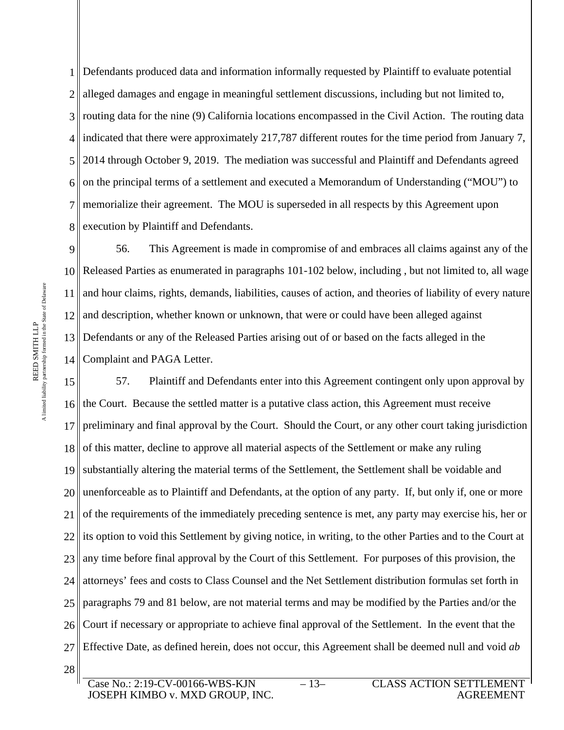Defendants produced data and information informally requested by Plaintiff to evaluate potential alleged damages and engage in meaningful settlement discussions, including but not limited to, routing data for the nine (9) California locations encompassed in the Civil Action. The routing data indicated that there were approximately 217,787 different routes for the time period from January 7, 2014 through October 9, 2019. The mediation was successful and Plaintiff and Defendants agreed on the principal terms of a settlement and executed a Memorandum of Understanding ("MOU") to memorialize their agreement. The MOU is superseded in all respects by this Agreement upon execution by Plaintiff and Defendants.

56. This Agreement is made in compromise of and embraces all claims against any of the Released Parties as enumerated in paragraphs 101-102 below, including , but not limited to, all wage and hour claims, rights, demands, liabilities, causes of action, and theories of liability of every nature and description, whether known or unknown, that were or could have been alleged against Defendants or any of the Released Parties arising out of or based on the facts alleged in the Complaint and PAGA Letter.

57. Plaintiff and Defendants enter into this Agreement contingent only upon approval by the Court. Because the settled matter is a putative class action, this Agreement must receive preliminary and final approval by the Court. Should the Court, or any other court taking jurisdiction of this matter, decline to approve all material aspects of the Settlement or make any ruling substantially altering the material terms of the Settlement, the Settlement shall be voidable and unenforceable as to Plaintiff and Defendants, at the option of any party. If, but only if, one or more of the requirements of the immediately preceding sentence is met, any party may exercise his, her or its option to void this Settlement by giving notice, in writing, to the other Parties and to the Court at any time before final approval by the Court of this Settlement. For purposes of this provision, the attorneys' fees and costs to Class Counsel and the Net Settlement distribution formulas set forth in paragraphs 79 and 81 below, are not material terms and may be modified by the Parties and/or the Court if necessary or appropriate to achieve final approval of the Settlement. In the event that the Effective Date, as defined herein, does not occur, this Agreement shall be deemed null and void *ab*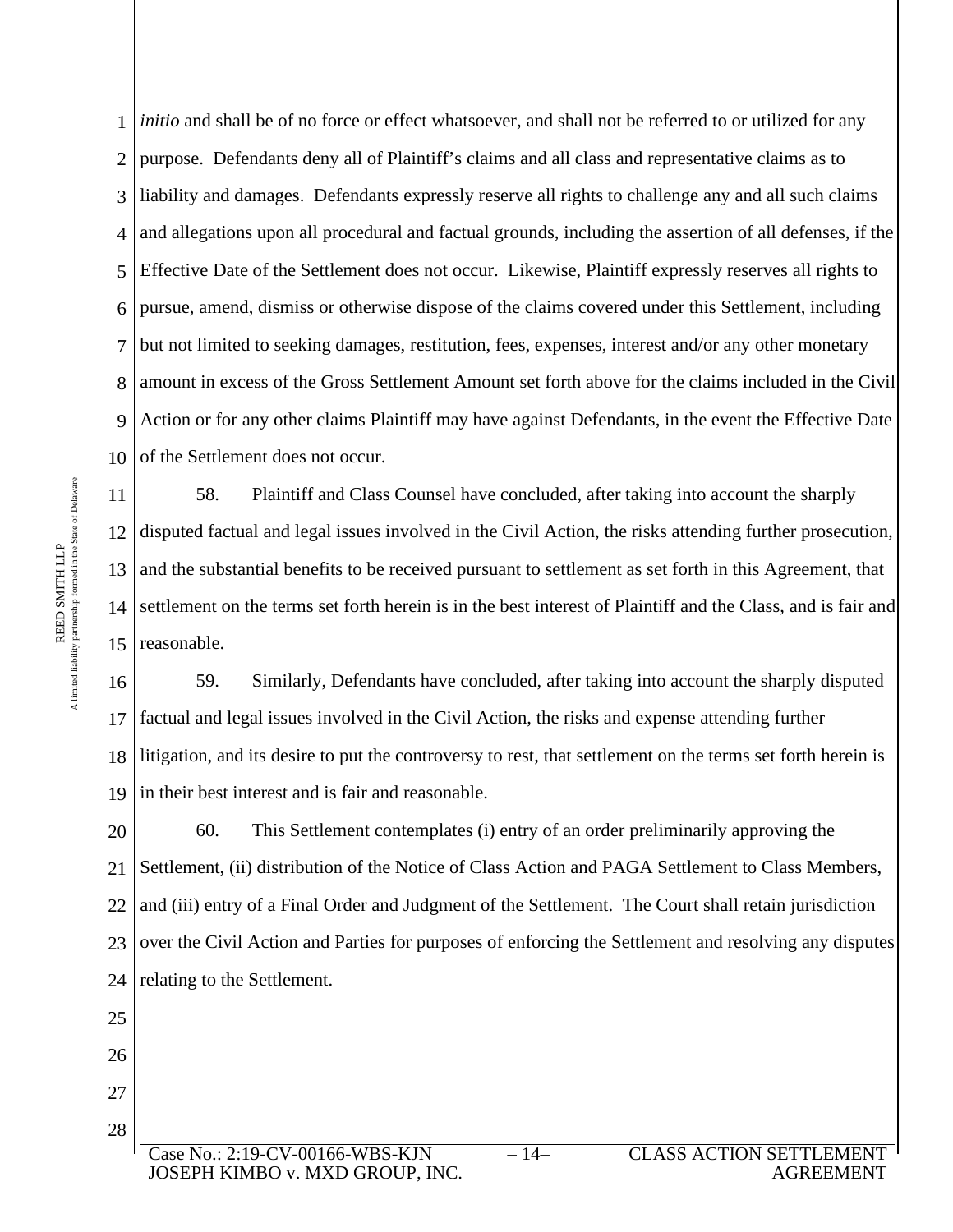*initio* and shall be of no force or effect whatsoever, and shall not be referred to or utilized for any purpose. Defendants deny all of Plaintiff's claims and all class and representative claims as to liability and damages. Defendants expressly reserve all rights to challenge any and all such claims and allegations upon all procedural and factual grounds, including the assertion of all defenses, if the Effective Date of the Settlement does not occur. Likewise, Plaintiff expressly reserves all rights to pursue, amend, dismiss or otherwise dispose of the claims covered under this Settlement, including but not limited to seeking damages, restitution, fees, expenses, interest and/or any other monetary amount in excess of the Gross Settlement Amount set forth above for the claims included in the Civil Action or for any other claims Plaintiff may have against Defendants, in the event the Effective Date of the Settlement does not occur.

58. Plaintiff and Class Counsel have concluded, after taking into account the sharply disputed factual and legal issues involved in the Civil Action, the risks attending further prosecution, and the substantial benefits to be received pursuant to settlement as set forth in this Agreement, that settlement on the terms set forth herein is in the best interest of Plaintiff and the Class, and is fair and reasonable.

59. Similarly, Defendants have concluded, after taking into account the sharply disputed factual and legal issues involved in the Civil Action, the risks and expense attending further litigation, and its desire to put the controversy to rest, that settlement on the terms set forth herein is in their best interest and is fair and reasonable.

60. This Settlement contemplates (i) entry of an order preliminarily approving the Settlement, (ii) distribution of the Notice of Class Action and PAGA Settlement to Class Members, and (iii) entry of a Final Order and Judgment of the Settlement. The Court shall retain jurisdiction over the Civil Action and Parties for purposes of enforcing the Settlement and resolving any disputes relating to the Settlement.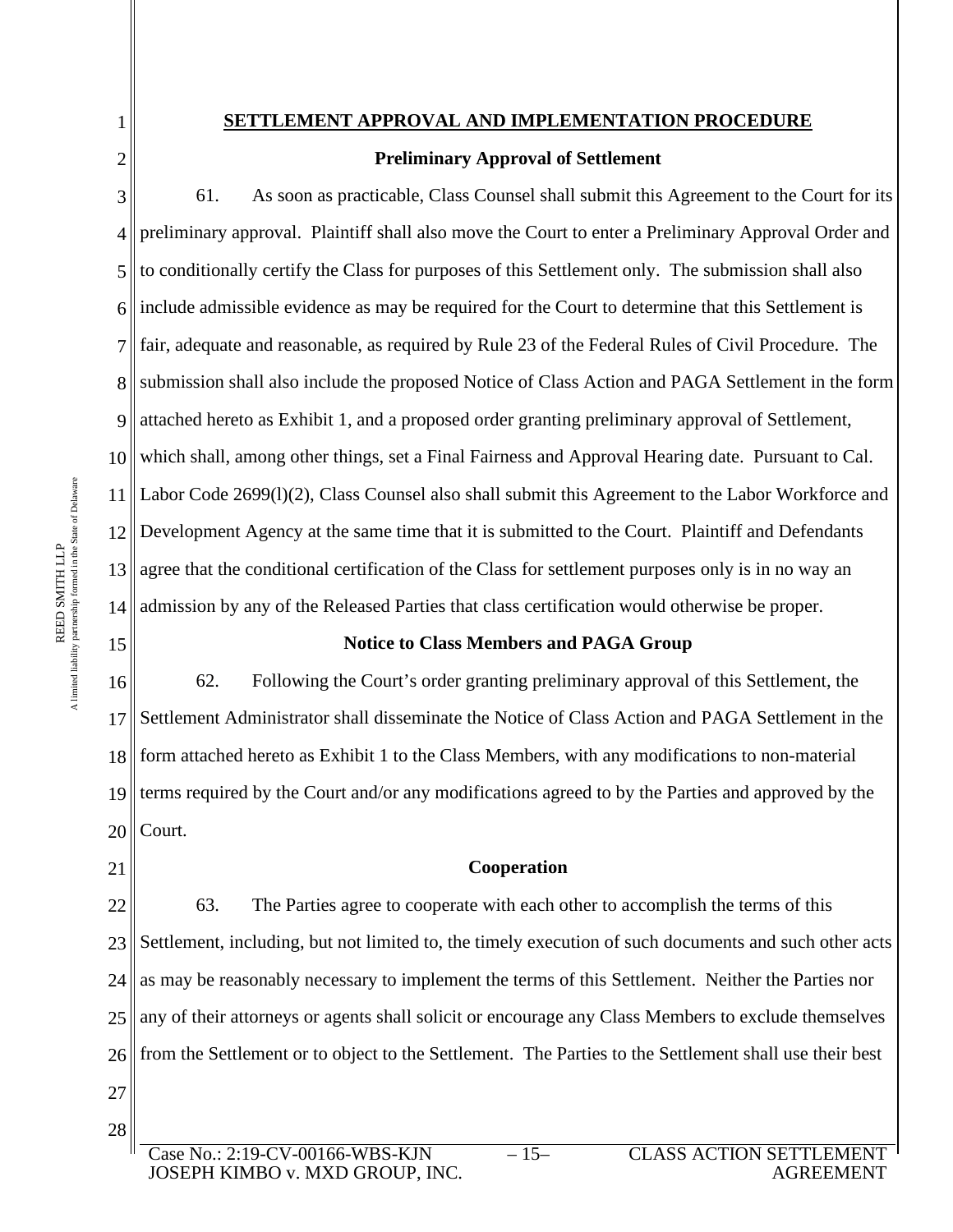## SETTLEMENT APPROVAL AND IMPLEMENTATION PROCEDURE

### Preliminary Approval of Settlement

61. As soon as practicable, Class Counsel shall submit this Agreement to the Court for its preliminary approval. Plaintiff shall also move the Court to enter a Preliminary Approval Order and to conditionally certify the Class for purposes of this Settlement only. The submission shall also include admissible evidence as may be required for the Court to determine that this Settlement is fair, adequate and reasonable, as required by Rule 23 of the Federal Rules of Civil Procedure. The submission shall also include the proposed Notice of Class Action and PAGA Settlement in the form attached hereto as Exhibit 1, and a proposed order granting preliminary approval of Settlement, which shall, among other things, set a Final Fairness and Approval Hearing date. Pursuant to Cal. Labor Code 2699(l)(2), Class Counsel also shall submit this Agreement to the Labor Workforce and Development Agency at the same time that it is submitted to the Court. Plaintiff and Defendants agree that the conditional certification of the Class for settlement purposes only is in no way an admission by any of the Released Parties that class certification would otherwise be proper.

### Notice to Class Members and PAGA Group

62. Following the Court's order granting preliminary approval of this Settlement, the Settlement Administrator shall disseminate the Notice of Class Action and PAGA Settlement in the form attached hereto as Exhibit 1 to the Class Members, with any modifications to non-material terms required by the Court and/or any modifications agreed to by the Parties and approved by the Court.

### Cooperation

63. The Parties agree to cooperate with each other to accomplish the terms of this Settlement, including, but not limited to, the timely execution of such documents and such other acts as may be reasonably necessary to implement the terms of this Settlement. Neither the Parties nor any of their attorneys or agents shall solicit or encourage any Class Members to exclude themselves from the Settlement or to object to the Settlement. The Parties to the Settlement shall use their best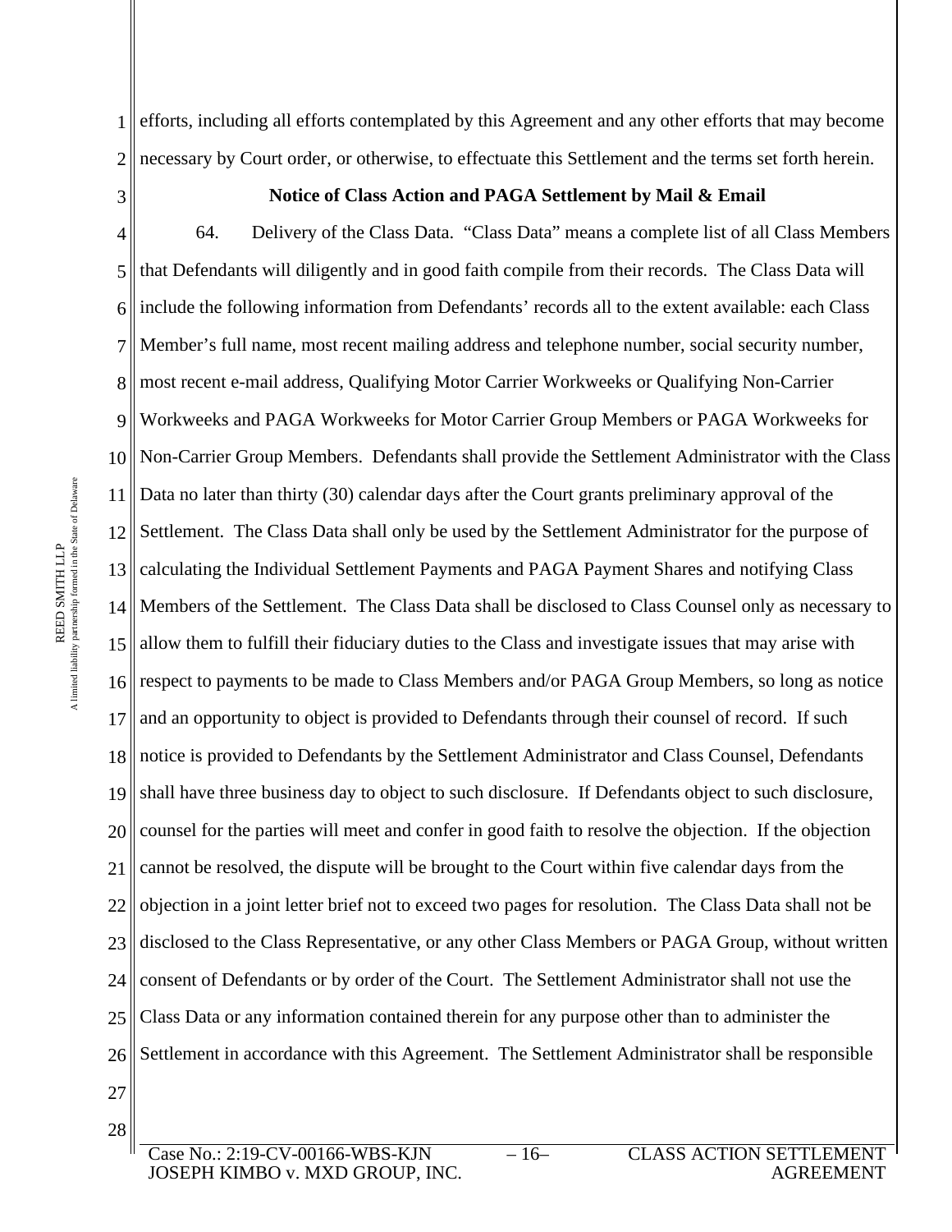efforts, including all efforts contemplated by this Agreement and any other efforts that may become necessary by Court order, or otherwise, to effectuate this Settlement and the terms set forth herein.

**Notice of Class Action and PAGA Settlement by Mail & Email**

64. Delivery of the Class Data. "Class Data" means a complete list of all Class Members that Defendants will diligently and in good faith compile from their records. The Class Data will include the following information from Defendants' records all to the extent available: each Class Member's full name, most recent mailing address and telephone number, social security number, most recent e-mail address, Qualifying Motor Carrier Workweeks or Qualifying Non-Carrier Workweeks and PAGA Workweeks for Motor Carrier Group Members or PAGA Workweeks for Non-Carrier Group Members. Defendants shall provide the Settlement Administrator with the Class Data no later than thirty (30) calendar days after the Court grants preliminary approval of the Settlement. The Class Data shall only be used by the Settlement Administrator for the purpose of calculating the Individual Settlement Payments and PAGA Payment Shares and notifying Class Members of the Settlement. The Class Data shall be disclosed to Class Counsel only as necessary to allow them to fulfill their fiduciary duties to the Class and investigate issues that may arise with respect to payments to be made to Class Members and/or PAGA Group Members, so long as notice and an opportunity to object is provided to Defendants through their counsel of record. If such notice is provided to Defendants by the Settlement Administrator and Class Counsel, Defendants shall have three business day to object to such disclosure. If Defendants object to such disclosure, counsel for the parties will meet and confer in good faith to resolve the objection. If the objection cannot be resolved, the dispute will be brought to the Court within five calendar days from the objection in a joint letter brief not to exceed two pages for resolution. The Class Data shall not be disclosed to the Class Representative, or any other Class Members or PAGA Group, without written consent of Defendants or by order of the Court. The Settlement Administrator shall not use the Class Data or any information contained therein for any purpose other than to administer the Settlement in accordance with this Agreement. The Settlement Administrator shall be responsible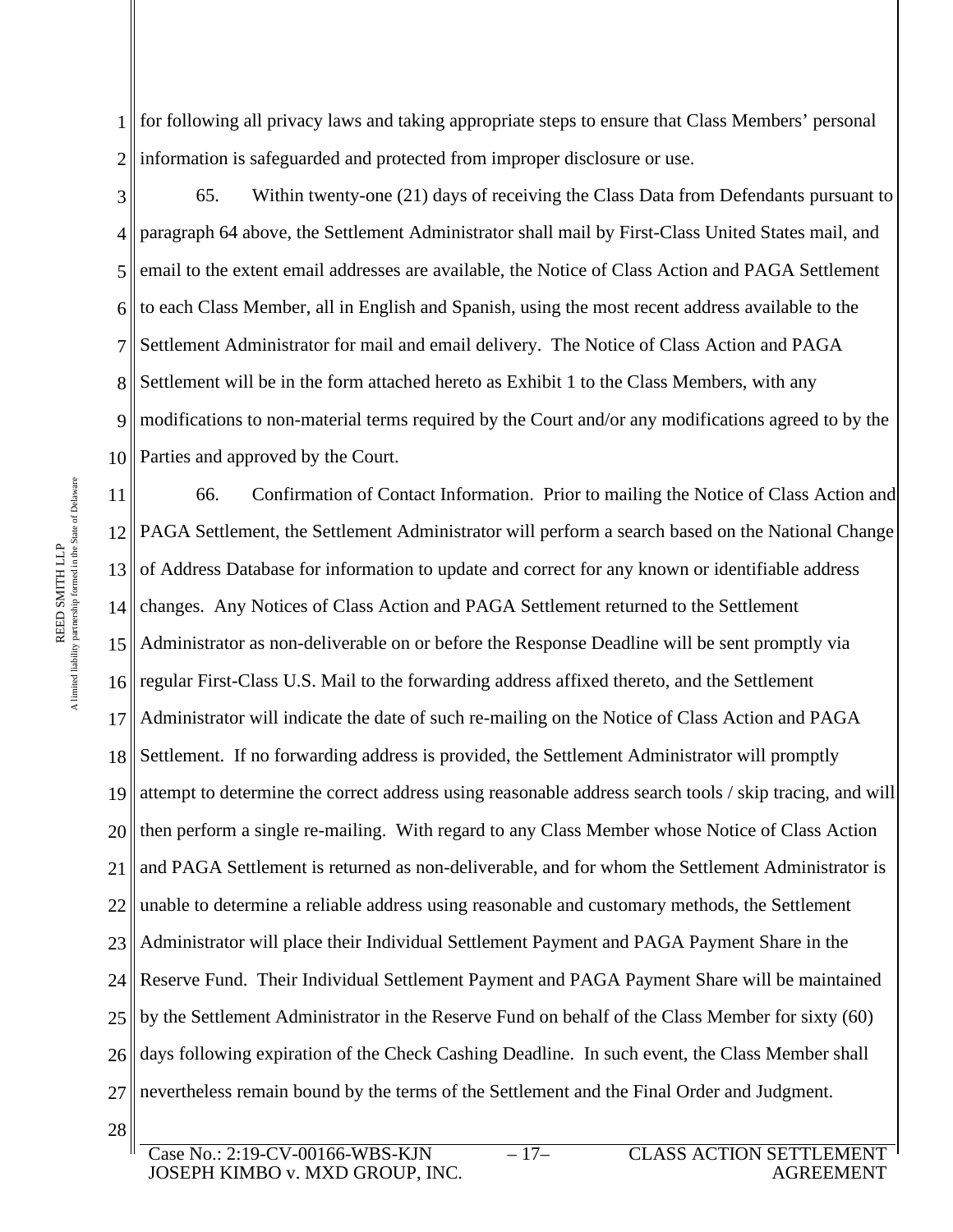for following all privacy laws and taking appropriate steps to ensure that Class Members' personal information is safeguarded and protected from improper disclosure or use.

65. Within twenty-one (21) days of receiving the Class Data from Defendants pursuant to paragraph 64 above, the Settlement Administrator shall mail by First-Class United States mail, and email to the extent email addresses are available, the Notice of Class Action and PAGA Settlement to each Class Member, all in English and Spanish, using the most recent address available to the Settlement Administrator for mail and email delivery. The Notice of Class Action and PAGA Settlement will be in the form attached hereto as Exhibit 1 to the Class Members, with any modifications to non-material terms required by the Court and/or any modifications agreed to by the Parties and approved by the Court.

66. Confirmation of Contact Information. Prior to mailing the Notice of Class Action and PAGA Settlement, the Settlement Administrator will perform a search based on the National Change of Address Database for information to update and correct for any known or identifiable address changes. Any Notices of Class Action and PAGA Settlement returned to the Settlement Administrator as non-deliverable on or before the Response Deadline will be sent promptly via regular First-Class U.S. Mail to the forwarding address affixed thereto, and the Settlement Administrator will indicate the date of such re-mailing on the Notice of Class Action and PAGA Settlement. If no forwarding address is provided, the Settlement Administrator will promptly attempt to determine the correct address using reasonable address search tools / skip tracing, and will then perform a single re-mailing. With regard to any Class Member whose Notice of Class Action and PAGA Settlement is returned as non-deliverable, and for whom the Settlement Administrator is unable to determine a reliable address using reasonable and customary methods, the Settlement Administrator will place their Individual Settlement Payment and PAGA Payment Share in the Reserve Fund. Their Individual Settlement Payment and PAGA Payment Share will be maintained by the Settlement Administrator in the Reserve Fund on behalf of the Class Member for sixty (60) days following expiration of the Check Cashing Deadline. In such event, the Class Member shall nevertheless remain bound by the terms of the Settlement and the Final Order and Judgment.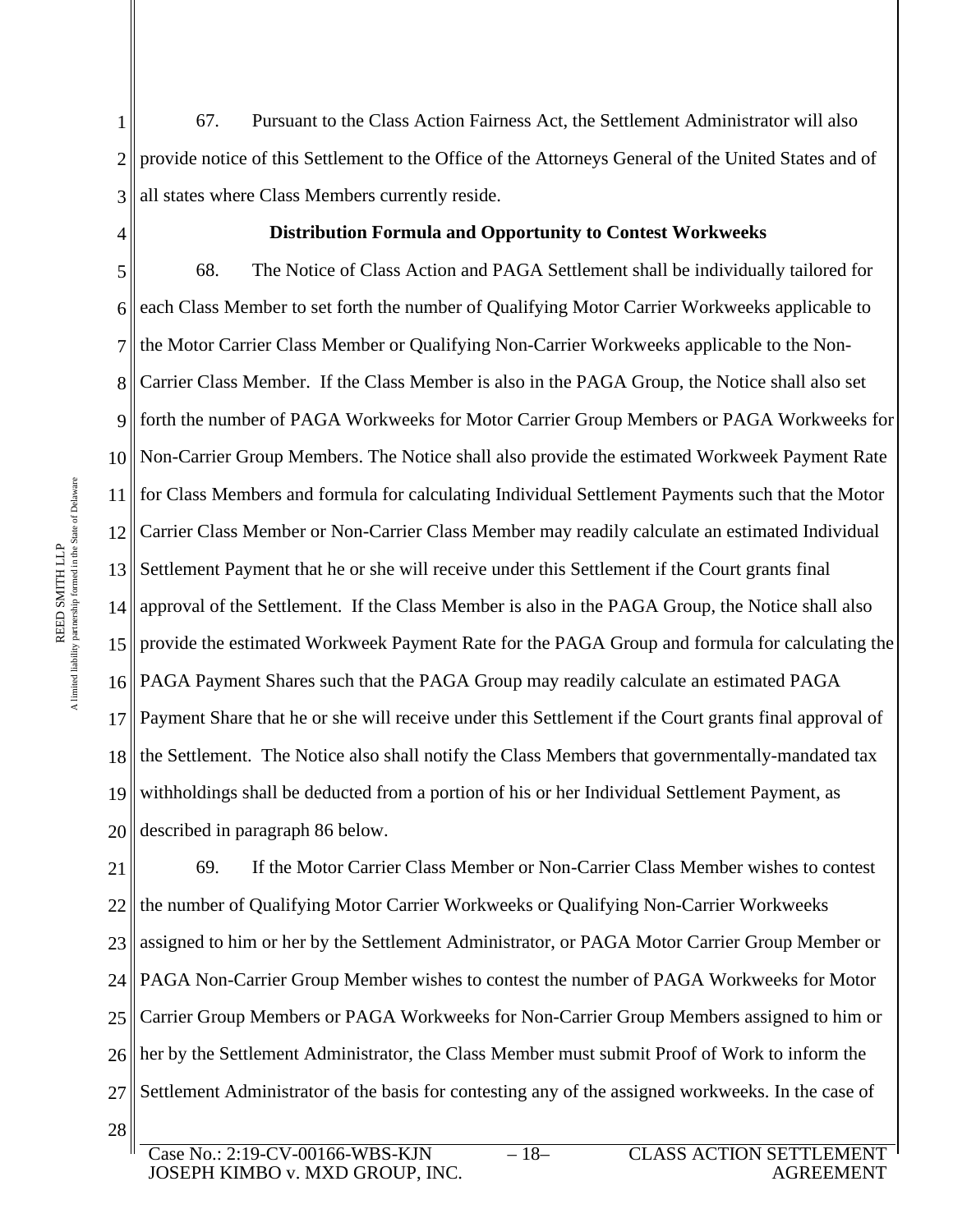67. Pursuant to the Class Action Fairness Act, the Settlement Administrator will also provide notice of this Settlement to the Office of the Attorneys General of the United States and of all states where Class Members currently reside.

**Distribution Formula and Opportunity to Contest Workweeks**

68. The Notice of Class Action and PAGA Settlement shall be individually tailored for each Class Member to set forth the number of Qualifying Motor Carrier Workweeks applicable to the Motor Carrier Class Member or Qualifying Non-Carrier Workweeks applicable to the Non-Carrier Class Member. If the Class Member is also in the PAGA Group, the Notice shall also set forth the number of PAGA Workweeks for Motor Carrier Group Members or PAGA Workweeks for Non-Carrier Group Members. The Notice shall also provide the estimated Workweek Payment Rate for Class Members and formula for calculating Individual Settlement Payments such that the Motor Carrier Class Member or Non-Carrier Class Member may readily calculate an estimated Individual Settlement Payment that he or she will receive under this Settlement if the Court grants final approval of the Settlement. If the Class Member is also in the PAGA Group, the Notice shall also provide the estimated Workweek Payment Rate for the PAGA Group and formula for calculating the PAGA Payment Shares such that the PAGA Group may readily calculate an estimated PAGA Payment Share that he or she will receive under this Settlement if the Court grants final approval of the Settlement. The Notice also shall notify the Class Members that governmentally-mandated tax withholdings shall be deducted from a portion of his or her Individual Settlement Payment, as described in paragraph 86 below.

69. If the Motor Carrier Class Member or Non-Carrier Class Member wishes to contest the number of Qualifying Motor Carrier Workweeks or Qualifying Non-Carrier Workweeks assigned to him or her by the Settlement Administrator, or PAGA Motor Carrier Group Member or PAGA Non-Carrier Group Member wishes to contest the number of PAGA Workweeks for Motor Carrier Group Members or PAGA Workweeks for Non-Carrier Group Members assigned to him or her by the Settlement Administrator, the Class Member must submit Proof of Work to inform the Settlement Administrator of the basis for contesting any of the assigned workweeks. In the case of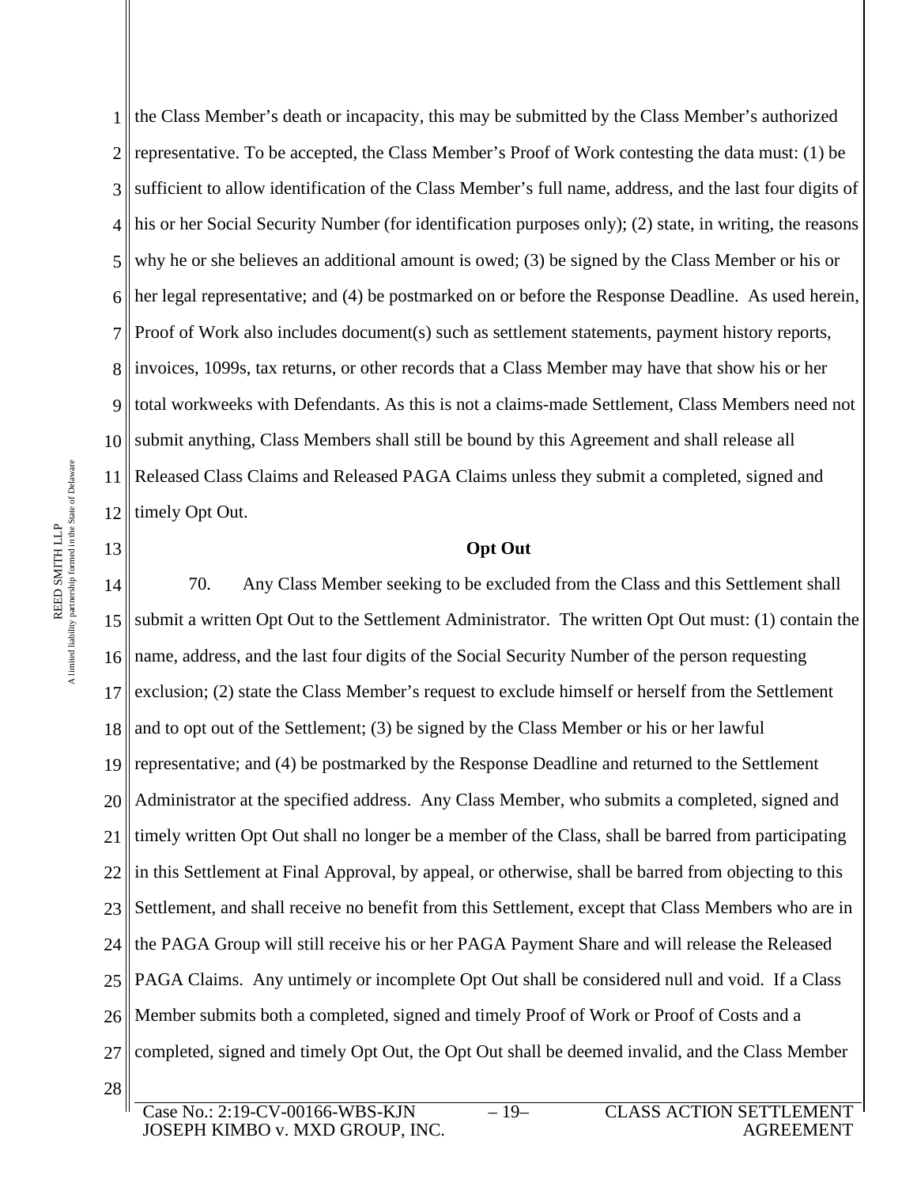the Class Member's death or incapacity, this may be submitted by the Class Member's authorized representative. To be accepted, the Class Member's Proof of Work contesting the data must: (1) be sufficient to allow identification of the Class Member's full name, address, and the last four digits of his or her Social Security Number (for identification purposes only); (2) state, in writing, the reasons why he or she believes an additional amount is owed; (3) be signed by the Class Member or his or her legal representative; and (4) be postmarked on or before the Response Deadline. As used herein, Proof of Work also includes document(s) such as settlement statements, payment history reports, invoices, 1099s, tax returns, or other records that a Class Member may have that show his or her total workweeks with Defendants. As this is not a claims-made Settlement, Class Members need not submit anything, Class Members shall still be bound by this Agreement and shall release all Released Class Claims and Released PAGA Claims unless they submit a completed, signed and timely Opt Out.

**Opt Out**

70. Any Class Member seeking to be excluded from the Class and this Settlement shall submit a written Opt Out to the Settlement Administrator. The written Opt Out must: (1) contain the name, address, and the last four digits of the Social Security Number of the person requesting exclusion; (2) state the Class Member's request to exclude himself or herself from the Settlement and to opt out of the Settlement; (3) be signed by the Class Member or his or her lawful representative; and (4) be postmarked by the Response Deadline and returned to the Settlement Administrator at the specified address. Any Class Member, who submits a completed, signed and timely written Opt Out shall no longer be a member of the Class, shall be barred from participating in this Settlement at Final Approval, by appeal, or otherwise, shall be barred from objecting to this Settlement, and shall receive no benefit from this Settlement, except that Class Members who are in the PAGA Group will still receive his or her PAGA Payment Share and will release the Released PAGA Claims. Any untimely or incomplete Opt Out shall be considered null and void. If a Class Member submits both a completed, signed and timely Proof of Work or Proof of Costs and a completed, signed and timely Opt Out, the Opt Out shall be deemed invalid, and the Class Member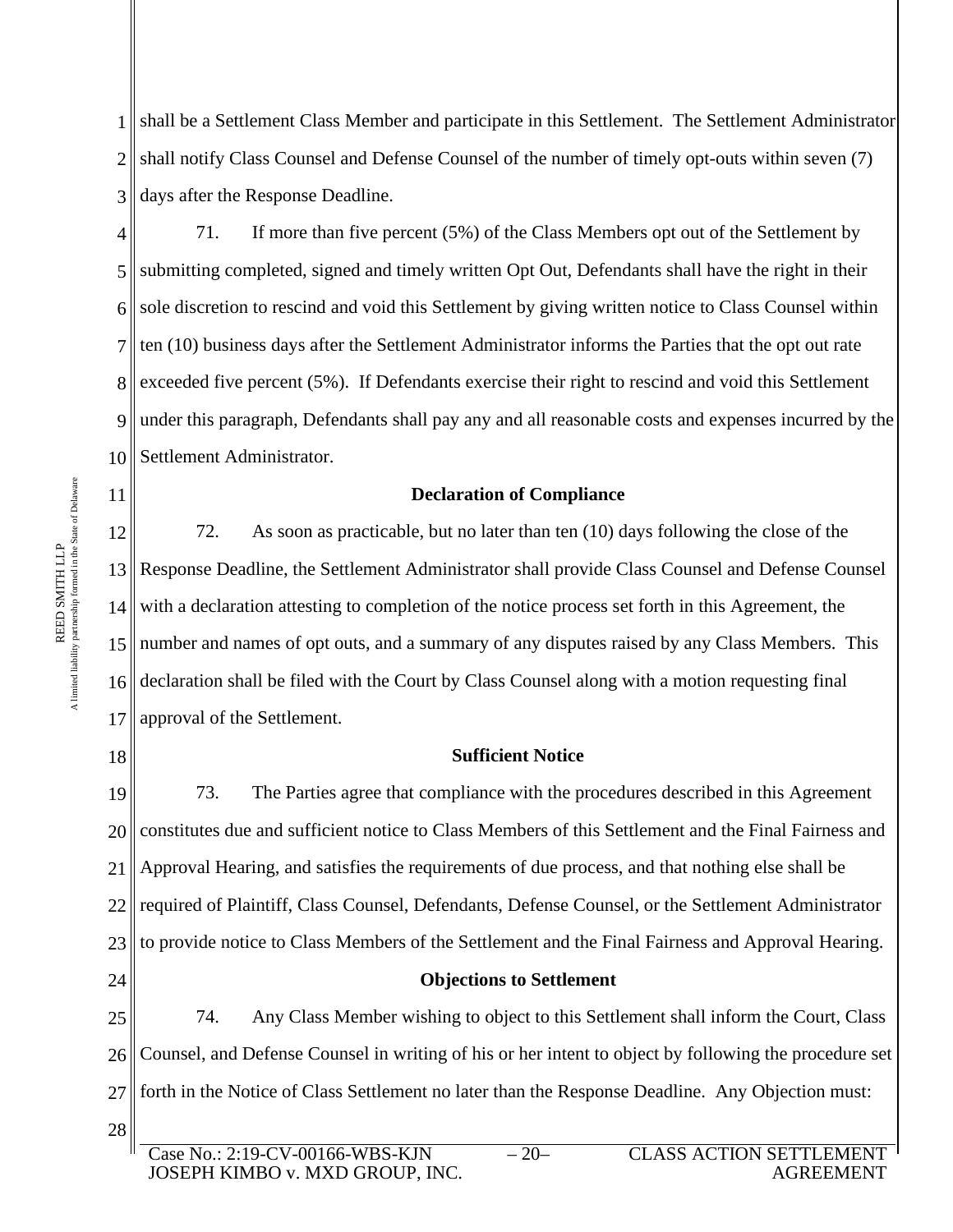shall be a Settlement Class Member and participate in this Settlement. The Settlement Administrator shall notify Class Counsel and Defense Counsel of the number of timely opt-outs within seven (7) days after the Response Deadline.

71. If more than five percent (5%) of the Class Members opt out of the Settlement by submitting completed, signed and timely written Opt Out, Defendants shall have the right in their sole discretion to rescind and void this Settlement by giving written notice to Class Counsel within ten (10) business days after the Settlement Administrator informs the Parties that the opt out rate exceeded five percent (5%). If Defendants exercise their right to rescind and void this Settlement under this paragraph, Defendants shall pay any and all reasonable costs and expenses incurred by the Settlement Administrator.

**Declaration of Compliance**

72. As soon as practicable, but no later than ten (10) days following the close of the Response Deadline, the Settlement Administrator shall provide Class Counsel and Defense Counsel with a declaration attesting to completion of the notice process set forth in this Agreement, the number and names of opt outs, and a summary of any disputes raised by any Class Members. This declaration shall be filed with the Court by Class Counsel along with a motion requesting final approval of the Settlement.

**Sufficient Notice**

73. The Parties agree that compliance with the procedures described in this Agreement constitutes due and sufficient notice to Class Members of this Settlement and the Final Fairness and Approval Hearing, and satisfies the requirements of due process, and that nothing else shall be required of Plaintiff, Class Counsel, Defendants, Defense Counsel, or the Settlement Administrator to provide notice to Class Members of the Settlement and the Final Fairness and Approval Hearing.

**Objections to Settlement**

74. Any Class Member wishing to object to this Settlement shall inform the Court, Class Counsel, and Defense Counsel in writing of his or her intent to object by following the procedure set forth in the Notice of Class Settlement no later than the Response Deadline. Any Objection must: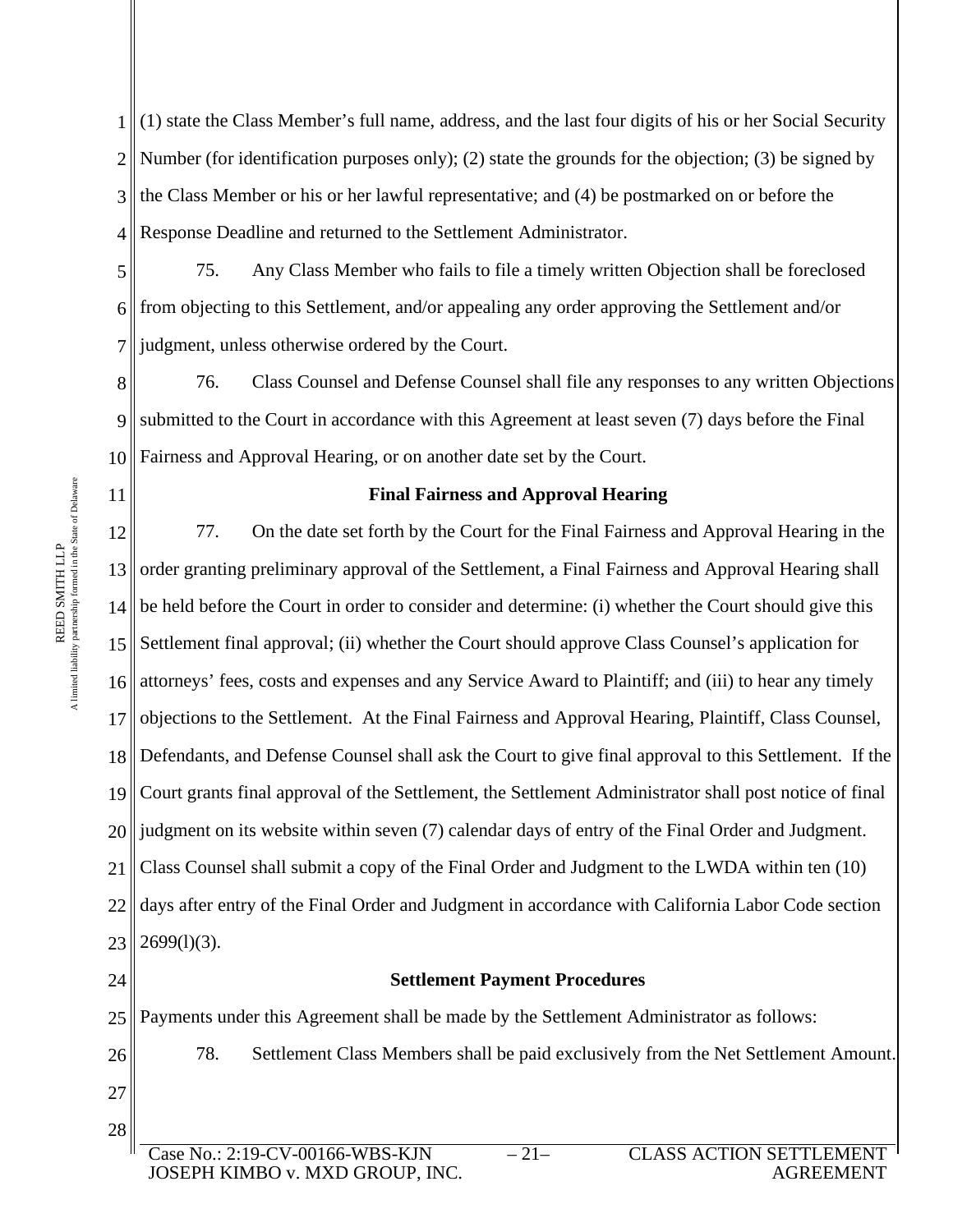(1) state the Class Member's full name, address, and the last four digits of his or her Social Security Number (for identification purposes only); (2) state the grounds for the objection; (3) be signed by the Class Member or his or her lawful representative; and (4) be postmarked on or before the Response Deadline and returned to the Settlement Administrator.

75. Any Class Member who fails to file a timely written Objection shall be foreclosed from objecting to this Settlement, and/or appealing any order approving the Settlement and/or judgment, unless otherwise ordered by the Court.

76. Class Counsel and Defense Counsel shall file any responses to any written Objections submitted to the Court in accordance with this Agreement at least seven (7) days before the Final Fairness and Approval Hearing, or on another date set by the Court.

**Final Fairness and Approval Hearing**

77. On the date set forth by the Court for the Final Fairness and Approval Hearing in the order granting preliminary approval of the Settlement, a Final Fairness and Approval Hearing shall be held before the Court in order to consider and determine: (i) whether the Court should give this Settlement final approval; (ii) whether the Court should approve Class Counsel's application for attorneys' fees, costs and expenses and any Service Award to Plaintiff; and (iii) to hear any timely objections to the Settlement. At the Final Fairness and Approval Hearing, Plaintiff, Class Counsel, Defendants, and Defense Counsel shall ask the Court to give final approval to this Settlement. If the Court grants final approval of the Settlement, the Settlement Administrator shall post notice of final judgment on its website within seven (7) calendar days of entry of the Final Order and Judgment. Class Counsel shall submit a copy of the Final Order and Judgment to the LWDA within ten (10) days after entry of the Final Order and Judgment in accordance with California Labor Code section 2699(l)(3).

**Settlement Payment Procedures**

Payments under this Agreement shall be made by the Settlement Administrator as follows:

78. Settlement Class Members shall be paid exclusively from the Net Settlement Amount.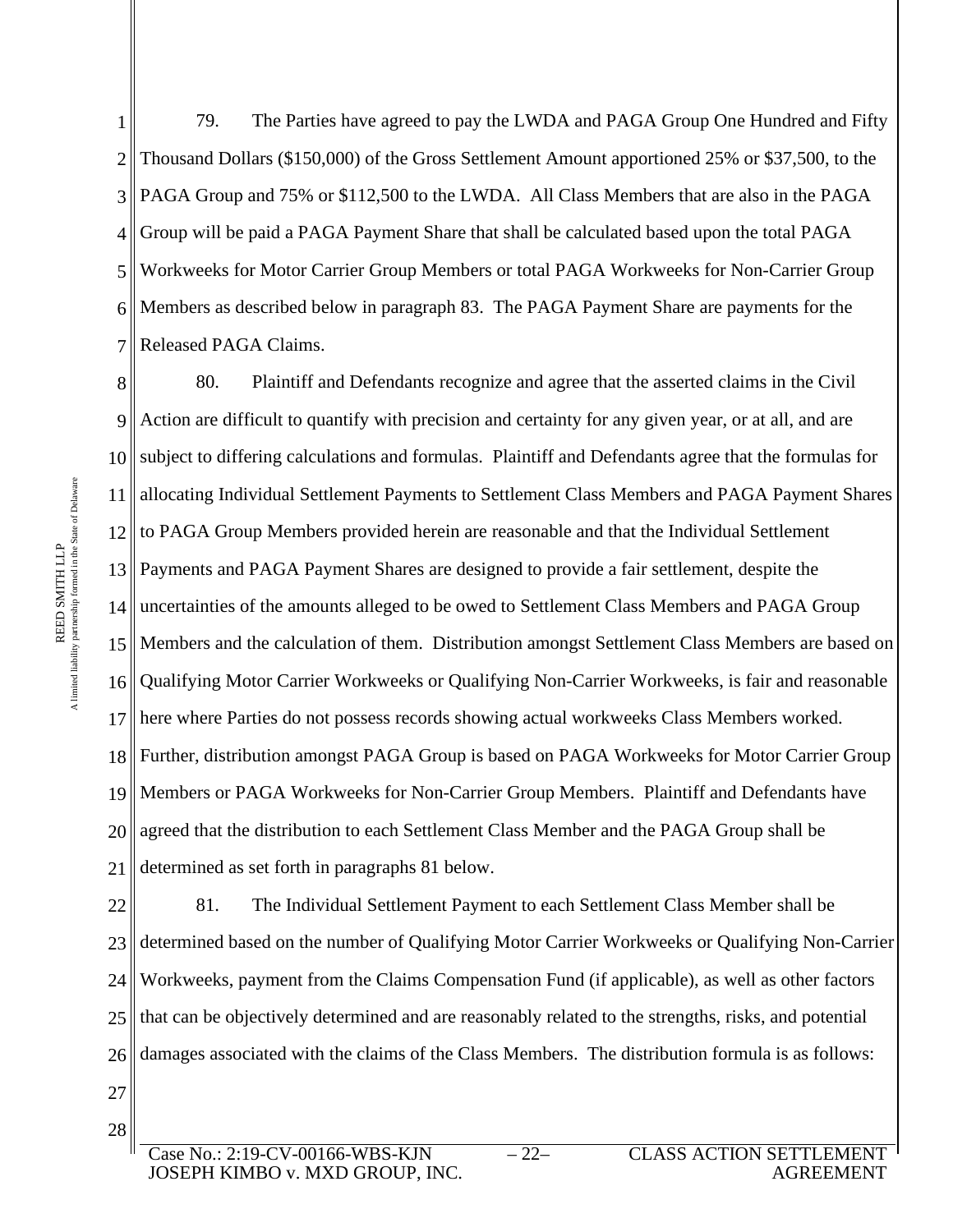79. The Parties have agreed to pay the LWDA and PAGA Group One Hundred and Fifty Thousand Dollars ($150,000) of the Gross Settlement Amount apportioned 25% or $37,500, to the PAGA Group and 75% or $112,500 to the LWDA. All Class Members that are also in the PAGA Group will be paid a PAGA Payment Share that shall be calculated based upon the total PAGA Workweeks for Motor Carrier Group Members or total PAGA Workweeks for Non-Carrier Group Members as described below in paragraph 83. The PAGA Payment Share are payments for the Released PAGA Claims.

80. Plaintiff and Defendants recognize and agree that the asserted claims in the Civil Action are difficult to quantify with precision and certainty for any given year, or at all, and are subject to differing calculations and formulas. Plaintiff and Defendants agree that the formulas for allocating Individual Settlement Payments to Settlement Class Members and PAGA Payment Shares to PAGA Group Members provided herein are reasonable and that the Individual Settlement Payments and PAGA Payment Shares are designed to provide a fair settlement, despite the uncertainties of the amounts alleged to be owed to Settlement Class Members and PAGA Group Members and the calculation of them. Distribution amongst Settlement Class Members are based on Qualifying Motor Carrier Workweeks or Qualifying Non-Carrier Workweeks, is fair and reasonable here where Parties do not possess records showing actual workweeks Class Members worked. Further, distribution amongst PAGA Group is based on PAGA Workweeks for Motor Carrier Group Members or PAGA Workweeks for Non-Carrier Group Members. Plaintiff and Defendants have agreed that the distribution to each Settlement Class Member and the PAGA Group shall be determined as set forth in paragraphs 81 below.

81. The Individual Settlement Payment to each Settlement Class Member shall be determined based on the number of Qualifying Motor Carrier Workweeks or Qualifying Non-Carrier Workweeks, payment from the Claims Compensation Fund (if applicable), as well as other factors that can be objectively determined and are reasonably related to the strengths, risks, and potential damages associated with the claims of the Class Members. The distribution formula is as follows: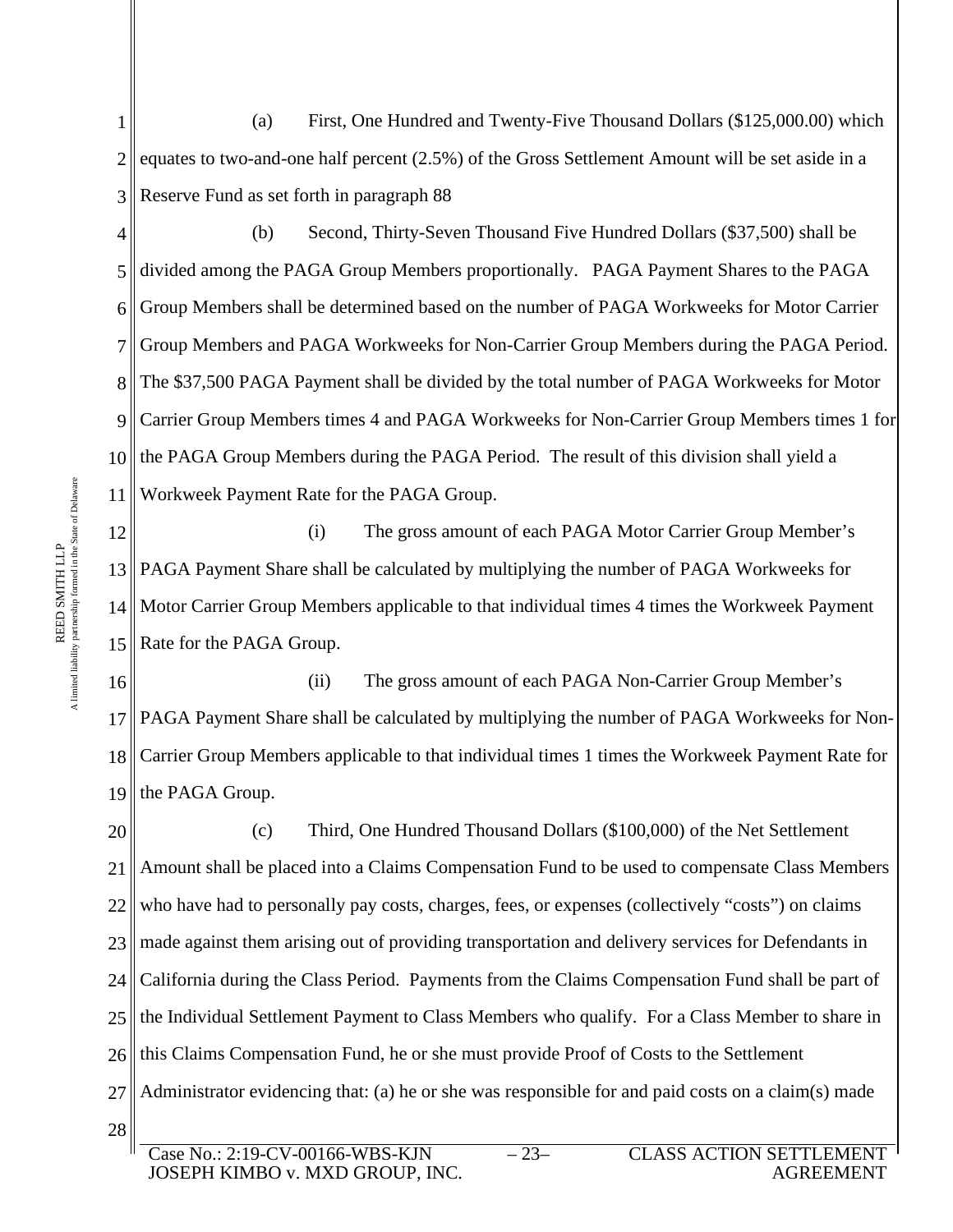(a) First, One Hundred and Twenty-Five Thousand Dollars ($125,000.00) which equates to two-and-one half percent (2.5%) of the Gross Settlement Amount will be set aside in a Reserve Fund as set forth in paragraph 88

(b) Second, Thirty-Seven Thousand Five Hundred Dollars ($37,500) shall be divided among the PAGA Group Members proportionally. PAGA Payment Shares to the PAGA Group Members shall be determined based on the number of PAGA Workweeks for Motor Carrier Group Members and PAGA Workweeks for Non-Carrier Group Members during the PAGA Period. The $37,500 PAGA Payment shall be divided by the total number of PAGA Workweeks for Motor Carrier Group Members times 4 and PAGA Workweeks for Non-Carrier Group Members times 1 for the PAGA Group Members during the PAGA Period. The result of this division shall yield a Workweek Payment Rate for the PAGA Group.

(i) The gross amount of each PAGA Motor Carrier Group Member's PAGA Payment Share shall be calculated by multiplying the number of PAGA Workweeks for Motor Carrier Group Members applicable to that individual times 4 times the Workweek Payment Rate for the PAGA Group.

(ii) The gross amount of each PAGA Non-Carrier Group Member's PAGA Payment Share shall be calculated by multiplying the number of PAGA Workweeks for Non-Carrier Group Members applicable to that individual times 1 times the Workweek Payment Rate for the PAGA Group.

(c) Third, One Hundred Thousand Dollars ($100,000) of the Net Settlement Amount shall be placed into a Claims Compensation Fund to be used to compensate Class Members who have had to personally pay costs, charges, fees, or expenses (collectively "costs") on claims made against them arising out of providing transportation and delivery services for Defendants in California during the Class Period. Payments from the Claims Compensation Fund shall be part of the Individual Settlement Payment to Class Members who qualify. For a Class Member to share in this Claims Compensation Fund, he or she must provide Proof of Costs to the Settlement Administrator evidencing that: (a) he or she was responsible for and paid costs on a claim(s) made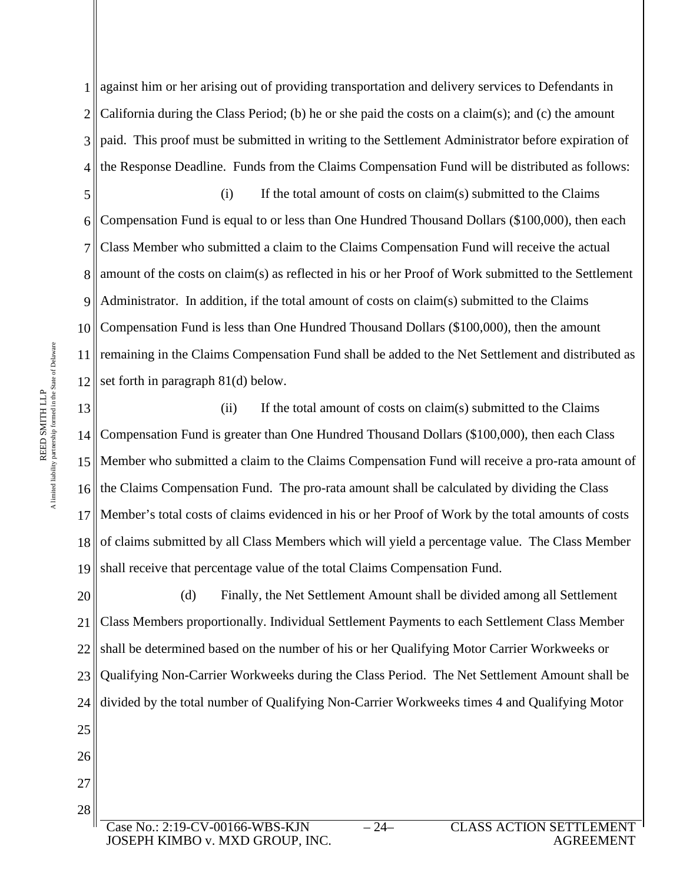against him or her arising out of providing transportation and delivery services to Defendants in California during the Class Period; (b) he or she paid the costs on a claim(s); and (c) the amount paid. This proof must be submitted in writing to the Settlement Administrator before expiration of the Response Deadline. Funds from the Claims Compensation Fund will be distributed as follows:

(i) If the total amount of costs on claim(s) submitted to the Claims Compensation Fund is equal to or less than One Hundred Thousand Dollars ($100,000), then each Class Member who submitted a claim to the Claims Compensation Fund will receive the actual amount of the costs on claim(s) as reflected in his or her Proof of Work submitted to the Settlement Administrator. In addition, if the total amount of costs on claim(s) submitted to the Claims Compensation Fund is less than One Hundred Thousand Dollars ($100,000), then the amount remaining in the Claims Compensation Fund shall be added to the Net Settlement and distributed as set forth in paragraph 81(d) below.

(ii) If the total amount of costs on claim(s) submitted to the Claims Compensation Fund is greater than One Hundred Thousand Dollars ($100,000), then each Class Member who submitted a claim to the Claims Compensation Fund will receive a pro-rata amount of the Claims Compensation Fund. The pro-rata amount shall be calculated by dividing the Class Member's total costs of claims evidenced in his or her Proof of Work by the total amounts of costs of claims submitted by all Class Members which will yield a percentage value. The Class Member shall receive that percentage value of the total Claims Compensation Fund.

(d) Finally, the Net Settlement Amount shall be divided among all Settlement Class Members proportionally. Individual Settlement Payments to each Settlement Class Member shall be determined based on the number of his or her Qualifying Motor Carrier Workweeks or Qualifying Non-Carrier Workweeks during the Class Period. The Net Settlement Amount shall be divided by the total number of Qualifying Non-Carrier Workweeks times 4 and Qualifying Motor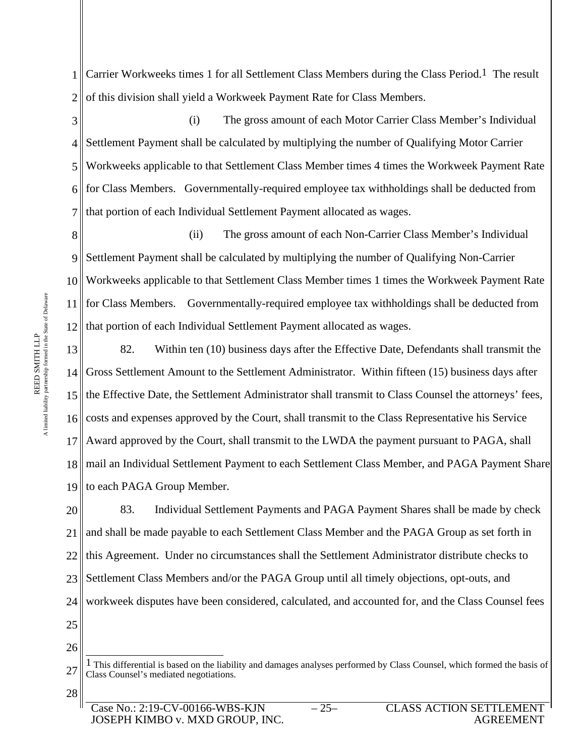Carrier Workweeks times 1 for all Settlement Class Members during the Class Period.[1] The result of this division shall yield a Workweek Payment Rate for Class Members.

(i) The gross amount of each Motor Carrier Class Member's Individual Settlement Payment shall be calculated by multiplying the number of Qualifying Motor Carrier Workweeks applicable to that Settlement Class Member times 4 times the Workweek Payment Rate for Class Members. Governmentally-required employee tax withholdings shall be deducted from that portion of each Individual Settlement Payment allocated as wages.

(ii) The gross amount of each Non-Carrier Class Member's Individual Settlement Payment shall be calculated by multiplying the number of Qualifying Non-Carrier Workweeks applicable to that Settlement Class Member times 1 times the Workweek Payment Rate for Class Members. Governmentally-required employee tax withholdings shall be deducted from that portion of each Individual Settlement Payment allocated as wages.

82. Within ten (10) business days after the Effective Date, Defendants shall transmit the Gross Settlement Amount to the Settlement Administrator. Within fifteen (15) business days after the Effective Date, the Settlement Administrator shall transmit to Class Counsel the attorneys' fees, costs and expenses approved by the Court, shall transmit to the Class Representative his Service Award approved by the Court, shall transmit to the LWDA the payment pursuant to PAGA, shall mail an Individual Settlement Payment to each Settlement Class Member, and PAGA Payment Share to each PAGA Group Member.

83. Individual Settlement Payments and PAGA Payment Shares shall be made by check and shall be made payable to each Settlement Class Member and the PAGA Group as set forth in this Agreement. Under no circumstances shall the Settlement Administrator distribute checks to Settlement Class Members and/or the PAGA Group until all timely objections, opt-outs, and workweek disputes have been considered, calculated, and accounted for, and the Class Counsel fees

---

[1] This differential is based on the liability and damages analyses performed by Class Counsel, which formed the basis of Class Counsel's mediated negotiations.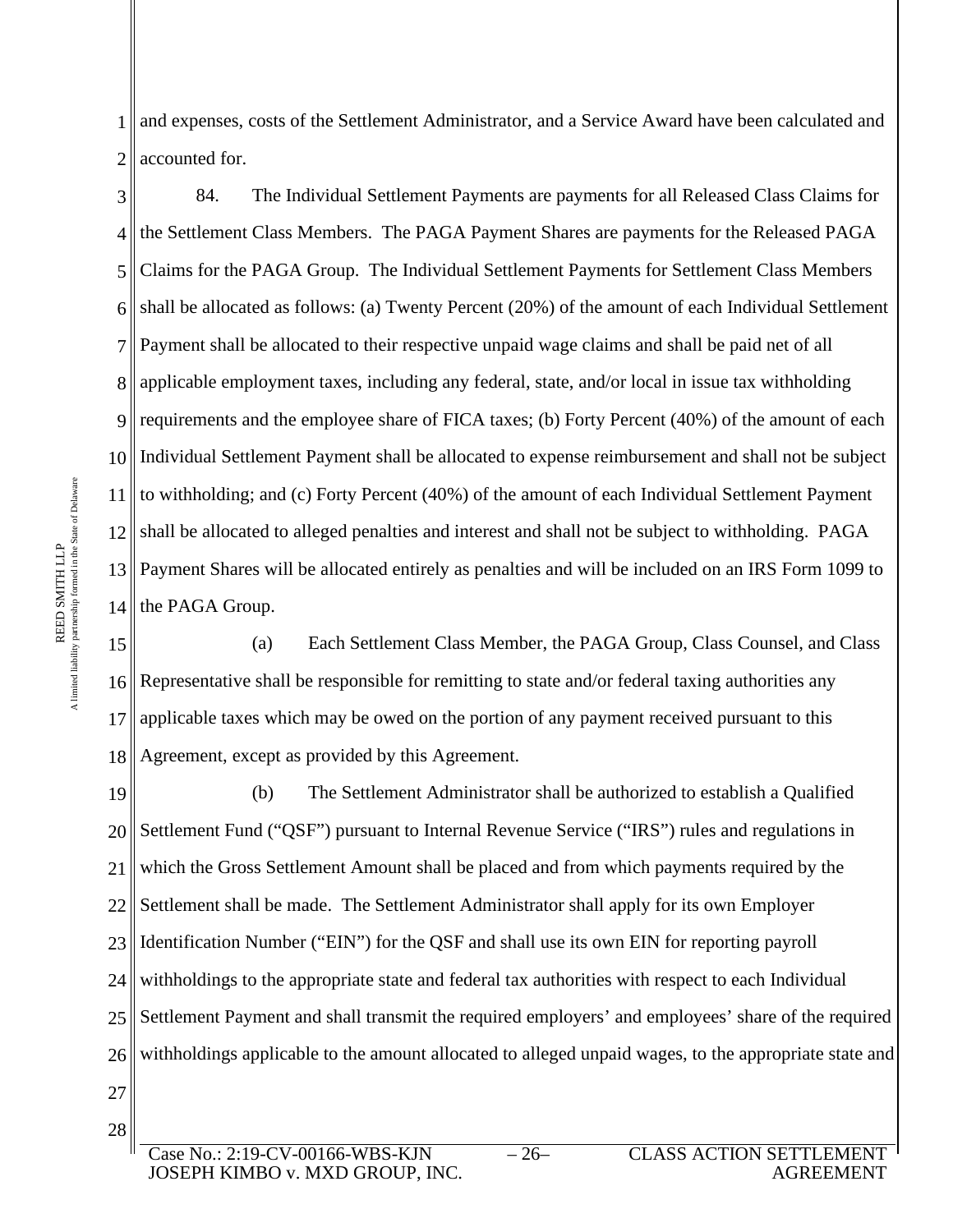and expenses, costs of the Settlement Administrator, and a Service Award have been calculated and accounted for.

84. The Individual Settlement Payments are payments for all Released Class Claims for the Settlement Class Members. The PAGA Payment Shares are payments for the Released PAGA Claims for the PAGA Group. The Individual Settlement Payments for Settlement Class Members shall be allocated as follows: (a) Twenty Percent (20%) of the amount of each Individual Settlement Payment shall be allocated to their respective unpaid wage claims and shall be paid net of all applicable employment taxes, including any federal, state, and/or local in issue tax withholding requirements and the employee share of FICA taxes; (b) Forty Percent (40%) of the amount of each Individual Settlement Payment shall be allocated to expense reimbursement and shall not be subject to withholding; and (c) Forty Percent (40%) of the amount of each Individual Settlement Payment shall be allocated to alleged penalties and interest and shall not be subject to withholding. PAGA Payment Shares will be allocated entirely as penalties and will be included on an IRS Form 1099 to the PAGA Group.

(a) Each Settlement Class Member, the PAGA Group, Class Counsel, and Class Representative shall be responsible for remitting to state and/or federal taxing authorities any applicable taxes which may be owed on the portion of any payment received pursuant to this Agreement, except as provided by this Agreement.

(b) The Settlement Administrator shall be authorized to establish a Qualified Settlement Fund ("QSF") pursuant to Internal Revenue Service ("IRS") rules and regulations in which the Gross Settlement Amount shall be placed and from which payments required by the Settlement shall be made. The Settlement Administrator shall apply for its own Employer Identification Number ("EIN") for the QSF and shall use its own EIN for reporting payroll withholdings to the appropriate state and federal tax authorities with respect to each Individual Settlement Payment and shall transmit the required employers' and employees' share of the required withholdings applicable to the amount allocated to alleged unpaid wages, to the appropriate state and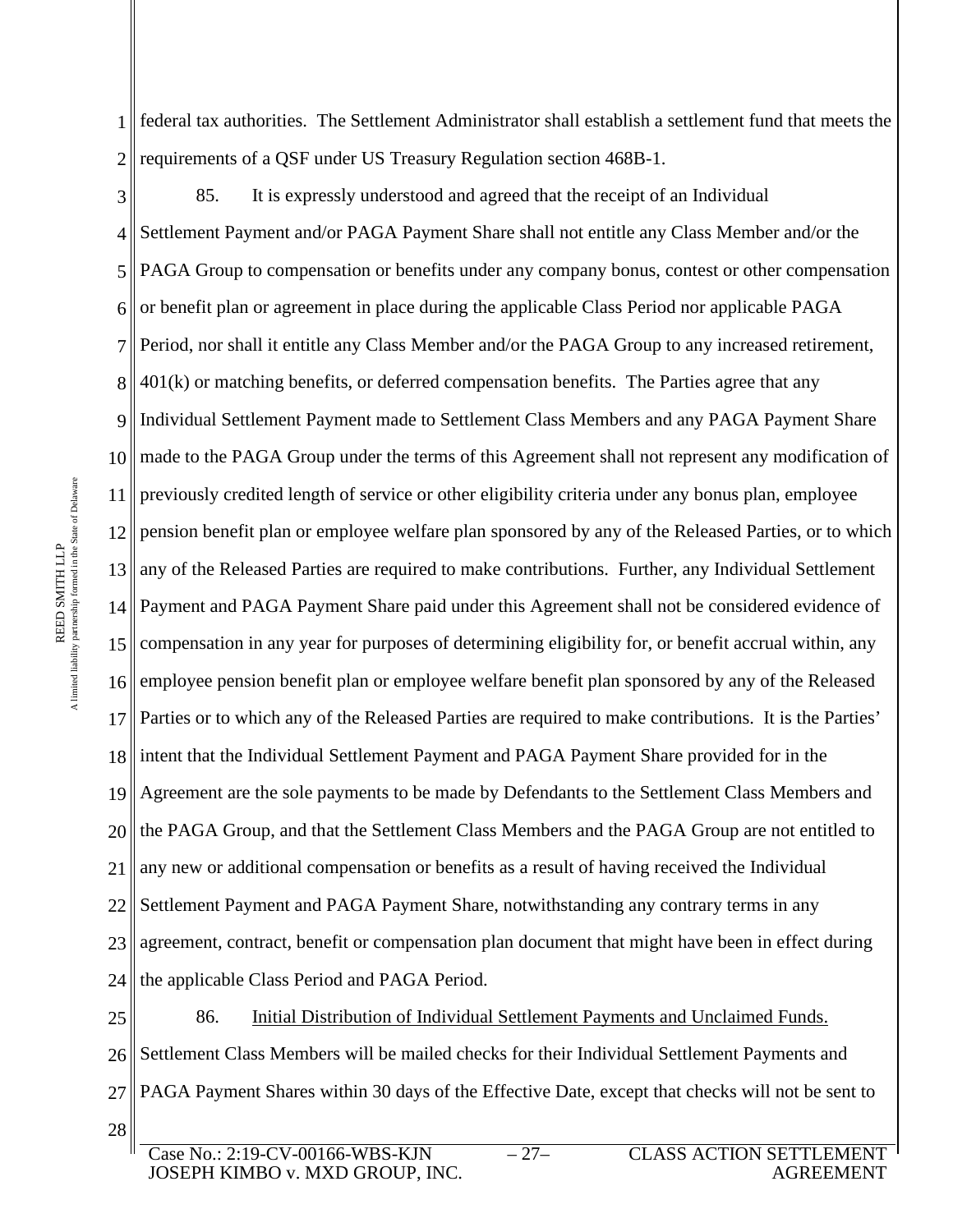federal tax authorities. The Settlement Administrator shall establish a settlement fund that meets the requirements of a QSF under US Treasury Regulation section 468B-1.

85. It is expressly understood and agreed that the receipt of an Individual Settlement Payment and/or PAGA Payment Share shall not entitle any Class Member and/or the PAGA Group to compensation or benefits under any company bonus, contest or other compensation or benefit plan or agreement in place during the applicable Class Period nor applicable PAGA Period, nor shall it entitle any Class Member and/or the PAGA Group to any increased retirement, 401(k) or matching benefits, or deferred compensation benefits. The Parties agree that any Individual Settlement Payment made to Settlement Class Members and any PAGA Payment Share made to the PAGA Group under the terms of this Agreement shall not represent any modification of previously credited length of service or other eligibility criteria under any bonus plan, employee pension benefit plan or employee welfare plan sponsored by any of the Released Parties, or to which any of the Released Parties are required to make contributions. Further, any Individual Settlement Payment and PAGA Payment Share paid under this Agreement shall not be considered evidence of compensation in any year for purposes of determining eligibility for, or benefit accrual within, any employee pension benefit plan or employee welfare benefit plan sponsored by any of the Released Parties or to which any of the Released Parties are required to make contributions. It is the Parties' intent that the Individual Settlement Payment and PAGA Payment Share provided for in the Agreement are the sole payments to be made by Defendants to the Settlement Class Members and the PAGA Group, and that the Settlement Class Members and the PAGA Group are not entitled to any new or additional compensation or benefits as a result of having received the Individual Settlement Payment and PAGA Payment Share, notwithstanding any contrary terms in any agreement, contract, benefit or compensation plan document that might have been in effect during the applicable Class Period and PAGA Period.

86. Initial Distribution of Individual Settlement Payments and Unclaimed Funds. Settlement Class Members will be mailed checks for their Individual Settlement Payments and PAGA Payment Shares within 30 days of the Effective Date, except that checks will not be sent to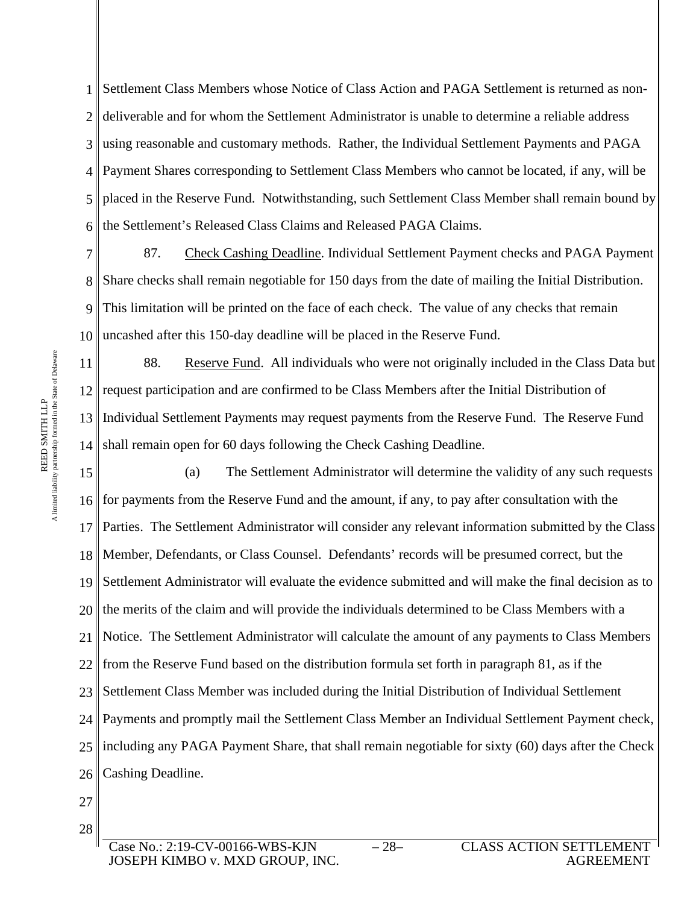Settlement Class Members whose Notice of Class Action and PAGA Settlement is returned as non-deliverable and for whom the Settlement Administrator is unable to determine a reliable address using reasonable and customary methods. Rather, the Individual Settlement Payments and PAGA Payment Shares corresponding to Settlement Class Members who cannot be located, if any, will be placed in the Reserve Fund. Notwithstanding, such Settlement Class Member shall remain bound by the Settlement's Released Class Claims and Released PAGA Claims.

87. Check Cashing Deadline. Individual Settlement Payment checks and PAGA Payment Share checks shall remain negotiable for 150 days from the date of mailing the Initial Distribution. This limitation will be printed on the face of each check. The value of any checks that remain uncashed after this 150-day deadline will be placed in the Reserve Fund.

88. Reserve Fund. All individuals who were not originally included in the Class Data but request participation and are confirmed to be Class Members after the Initial Distribution of Individual Settlement Payments may request payments from the Reserve Fund. The Reserve Fund shall remain open for 60 days following the Check Cashing Deadline.

(a) The Settlement Administrator will determine the validity of any such requests for payments from the Reserve Fund and the amount, if any, to pay after consultation with the Parties. The Settlement Administrator will consider any relevant information submitted by the Class Member, Defendants, or Class Counsel. Defendants' records will be presumed correct, but the Settlement Administrator will evaluate the evidence submitted and will make the final decision as to the merits of the claim and will provide the individuals determined to be Class Members with a Notice. The Settlement Administrator will calculate the amount of any payments to Class Members from the Reserve Fund based on the distribution formula set forth in paragraph 81, as if the Settlement Class Member was included during the Initial Distribution of Individual Settlement Payments and promptly mail the Settlement Class Member an Individual Settlement Payment check, including any PAGA Payment Share, that shall remain negotiable for sixty (60) days after the Check Cashing Deadline.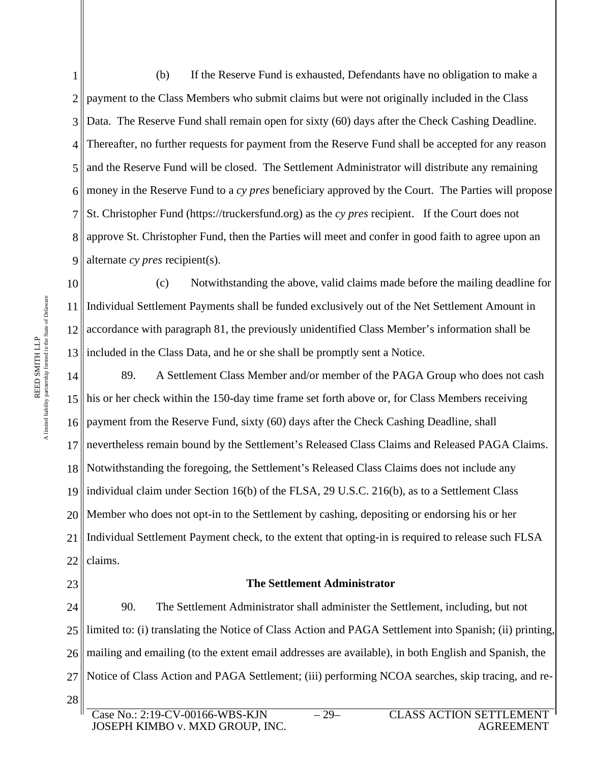(b) If the Reserve Fund is exhausted, Defendants have no obligation to make a payment to the Class Members who submit claims but were not originally included in the Class Data. The Reserve Fund shall remain open for sixty (60) days after the Check Cashing Deadline. Thereafter, no further requests for payment from the Reserve Fund shall be accepted for any reason and the Reserve Fund will be closed. The Settlement Administrator will distribute any remaining money in the Reserve Fund to a *cy pres* beneficiary approved by the Court. The Parties will propose St. Christopher Fund (https://truckersfund.org) as the *cy pres* recipient. If the Court does not approve St. Christopher Fund, then the Parties will meet and confer in good faith to agree upon an alternate *cy pres* recipient(s).

(c) Notwithstanding the above, valid claims made before the mailing deadline for Individual Settlement Payments shall be funded exclusively out of the Net Settlement Amount in accordance with paragraph 81, the previously unidentified Class Member's information shall be included in the Class Data, and he or she shall be promptly sent a Notice.

89. A Settlement Class Member and/or member of the PAGA Group who does not cash his or her check within the 150-day time frame set forth above or, for Class Members receiving payment from the Reserve Fund, sixty (60) days after the Check Cashing Deadline, shall nevertheless remain bound by the Settlement's Released Class Claims and Released PAGA Claims. Notwithstanding the foregoing, the Settlement's Released Class Claims does not include any individual claim under Section 16(b) of the FLSA, 29 U.S.C. 216(b), as to a Settlement Class Member who does not opt-in to the Settlement by cashing, depositing or endorsing his or her Individual Settlement Payment check, to the extent that opting-in is required to release such FLSA claims.

**The Settlement Administrator**

90. The Settlement Administrator shall administer the Settlement, including, but not limited to: (i) translating the Notice of Class Action and PAGA Settlement into Spanish; (ii) printing, mailing and emailing (to the extent email addresses are available), in both English and Spanish, the Notice of Class Action and PAGA Settlement; (iii) performing NCOA searches, skip tracing, and re-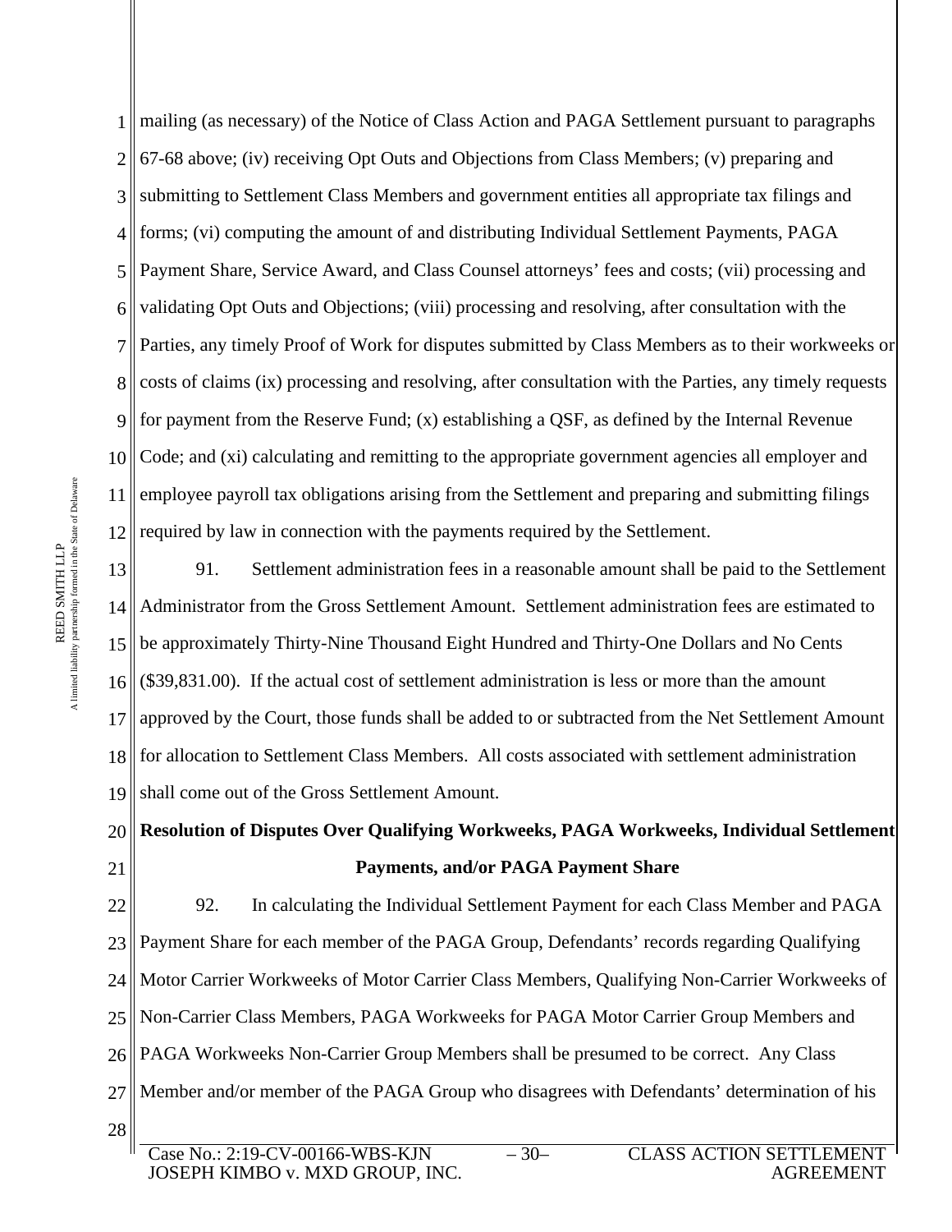mailing (as necessary) of the Notice of Class Action and PAGA Settlement pursuant to paragraphs 67-68 above; (iv) receiving Opt Outs and Objections from Class Members; (v) preparing and submitting to Settlement Class Members and government entities all appropriate tax filings and forms; (vi) computing the amount of and distributing Individual Settlement Payments, PAGA Payment Share, Service Award, and Class Counsel attorneys' fees and costs; (vii) processing and validating Opt Outs and Objections; (viii) processing and resolving, after consultation with the Parties, any timely Proof of Work for disputes submitted by Class Members as to their workweeks or costs of claims (ix) processing and resolving, after consultation with the Parties, any timely requests for payment from the Reserve Fund; (x) establishing a QSF, as defined by the Internal Revenue Code; and (xi) calculating and remitting to the appropriate government agencies all employer and employee payroll tax obligations arising from the Settlement and preparing and submitting filings required by law in connection with the payments required by the Settlement.

91. Settlement administration fees in a reasonable amount shall be paid to the Settlement Administrator from the Gross Settlement Amount. Settlement administration fees are estimated to be approximately Thirty-Nine Thousand Eight Hundred and Thirty-One Dollars and No Cents ($39,831.00). If the actual cost of settlement administration is less or more than the amount approved by the Court, those funds shall be added to or subtracted from the Net Settlement Amount for allocation to Settlement Class Members. All costs associated with settlement administration shall come out of the Gross Settlement Amount.

**Resolution of Disputes Over Qualifying Workweeks, PAGA Workweeks, Individual Settlement Payments, and/or PAGA Payment Share**

92. In calculating the Individual Settlement Payment for each Class Member and PAGA Payment Share for each member of the PAGA Group, Defendants' records regarding Qualifying Motor Carrier Workweeks of Motor Carrier Class Members, Qualifying Non-Carrier Workweeks of Non-Carrier Class Members, PAGA Workweeks for PAGA Motor Carrier Group Members and PAGA Workweeks Non-Carrier Group Members shall be presumed to be correct. Any Class Member and/or member of the PAGA Group who disagrees with Defendants' determination of his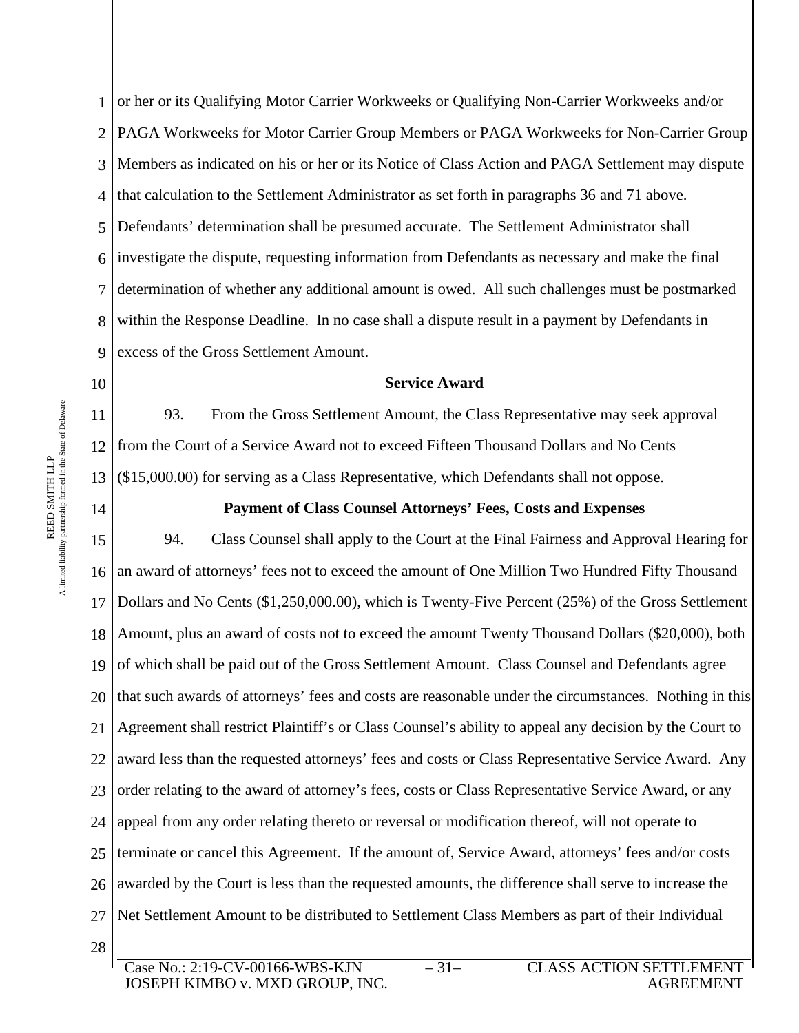or her or its Qualifying Motor Carrier Workweeks or Qualifying Non-Carrier Workweeks and/or PAGA Workweeks for Motor Carrier Group Members or PAGA Workweeks for Non-Carrier Group Members as indicated on his or her or its Notice of Class Action and PAGA Settlement may dispute that calculation to the Settlement Administrator as set forth in paragraphs 36 and 71 above. Defendants' determination shall be presumed accurate. The Settlement Administrator shall investigate the dispute, requesting information from Defendants as necessary and make the final determination of whether any additional amount is owed. All such challenges must be postmarked within the Response Deadline. In no case shall a dispute result in a payment by Defendants in excess of the Gross Settlement Amount.

**Service Award**

93. From the Gross Settlement Amount, the Class Representative may seek approval from the Court of a Service Award not to exceed Fifteen Thousand Dollars and No Cents ($15,000.00) for serving as a Class Representative, which Defendants shall not oppose.

**Payment of Class Counsel Attorneys' Fees, Costs and Expenses**

94. Class Counsel shall apply to the Court at the Final Fairness and Approval Hearing for an award of attorneys' fees not to exceed the amount of One Million Two Hundred Fifty Thousand Dollars and No Cents ($1,250,000.00), which is Twenty-Five Percent (25%) of the Gross Settlement Amount, plus an award of costs not to exceed the amount Twenty Thousand Dollars ($20,000), both of which shall be paid out of the Gross Settlement Amount. Class Counsel and Defendants agree that such awards of attorneys' fees and costs are reasonable under the circumstances. Nothing in this Agreement shall restrict Plaintiff's or Class Counsel's ability to appeal any decision by the Court to award less than the requested attorneys' fees and costs or Class Representative Service Award. Any order relating to the award of attorney's fees, costs or Class Representative Service Award, or any appeal from any order relating thereto or reversal or modification thereof, will not operate to terminate or cancel this Agreement. If the amount of, Service Award, attorneys' fees and/or costs awarded by the Court is less than the requested amounts, the difference shall serve to increase the Net Settlement Amount to be distributed to Settlement Class Members as part of their Individual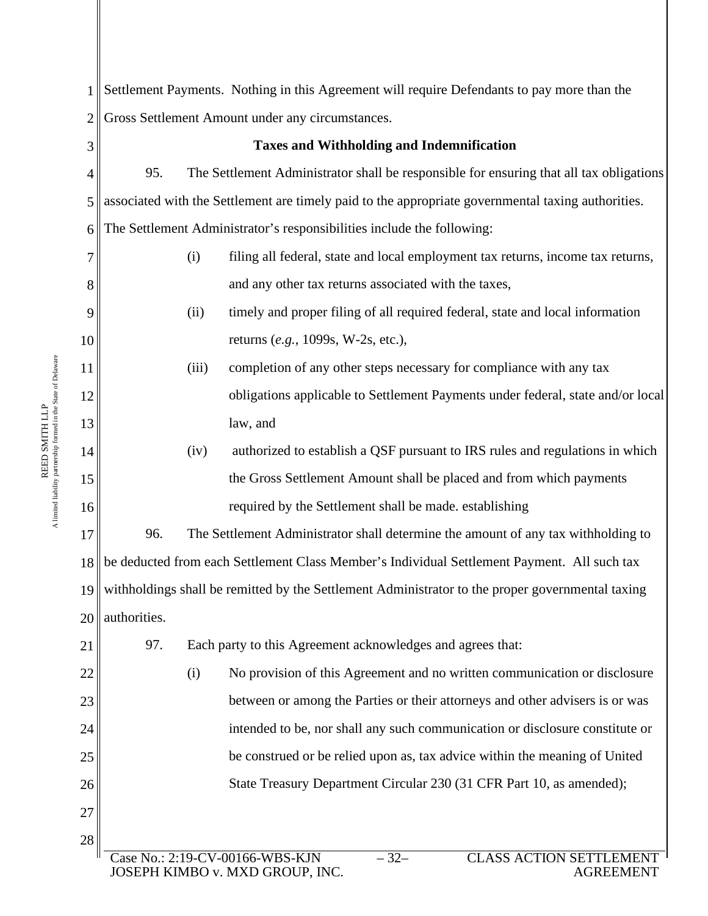Settlement Payments. Nothing in this Agreement will require Defendants to pay more than the Gross Settlement Amount under any circumstances.

**Taxes and Withholding and Indemnification**

95. The Settlement Administrator shall be responsible for ensuring that all tax obligations associated with the Settlement are timely paid to the appropriate governmental taxing authorities. The Settlement Administrator's responsibilities include the following:

(i) filing all federal, state and local employment tax returns, income tax returns, and any other tax returns associated with the taxes,

(ii) timely and proper filing of all required federal, state and local information returns (*e.g.*, 1099s, W-2s, etc.),

(iii) completion of any other steps necessary for compliance with any tax obligations applicable to Settlement Payments under federal, state and/or local law, and

(iv) authorized to establish a QSF pursuant to IRS rules and regulations in which the Gross Settlement Amount shall be placed and from which payments required by the Settlement shall be made. establishing

96. The Settlement Administrator shall determine the amount of any tax withholding to be deducted from each Settlement Class Member's Individual Settlement Payment. All such tax withholdings shall be remitted by the Settlement Administrator to the proper governmental taxing authorities.

97. Each party to this Agreement acknowledges and agrees that:

(i) No provision of this Agreement and no written communication or disclosure between or among the Parties or their attorneys and other advisers is or was intended to be, nor shall any such communication or disclosure constitute or be construed or be relied upon as, tax advice within the meaning of United State Treasury Department Circular 230 (31 CFR Part 10, as amended);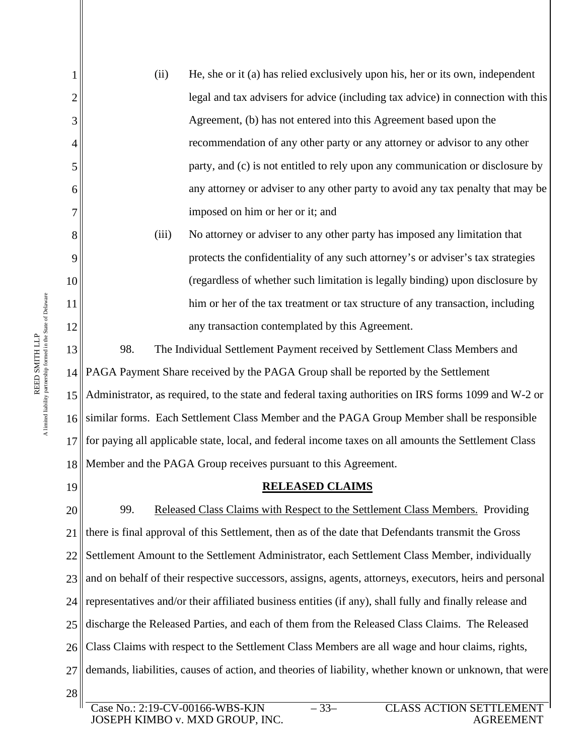(ii) He, she or it (a) has relied exclusively upon his, her or its own, independent legal and tax advisers for advice (including tax advice) in connection with this Agreement, (b) has not entered into this Agreement based upon the recommendation of any other party or any attorney or advisor to any other party, and (c) is not entitled to rely upon any communication or disclosure by any attorney or adviser to any other party to avoid any tax penalty that may be imposed on him or her or it; and

(iii) No attorney or adviser to any other party has imposed any limitation that protects the confidentiality of any such attorney's or adviser's tax strategies (regardless of whether such limitation is legally binding) upon disclosure by him or her of the tax treatment or tax structure of any transaction, including any transaction contemplated by this Agreement.

98. The Individual Settlement Payment received by Settlement Class Members and PAGA Payment Share received by the PAGA Group shall be reported by the Settlement Administrator, as required, to the state and federal taxing authorities on IRS forms 1099 and W-2 or similar forms. Each Settlement Class Member and the PAGA Group Member shall be responsible for paying all applicable state, local, and federal income taxes on all amounts the Settlement Class Member and the PAGA Group receives pursuant to this Agreement.

## RELEASED CLAIMS

99. Released Class Claims with Respect to the Settlement Class Members. Providing there is final approval of this Settlement, then as of the date that Defendants transmit the Gross Settlement Amount to the Settlement Administrator, each Settlement Class Member, individually and on behalf of their respective successors, assigns, agents, attorneys, executors, heirs and personal representatives and/or their affiliated business entities (if any), shall fully and finally release and discharge the Released Parties, and each of them from the Released Class Claims. The Released Class Claims with respect to the Settlement Class Members are all wage and hour claims, rights, demands, liabilities, causes of action, and theories of liability, whether known or unknown, that were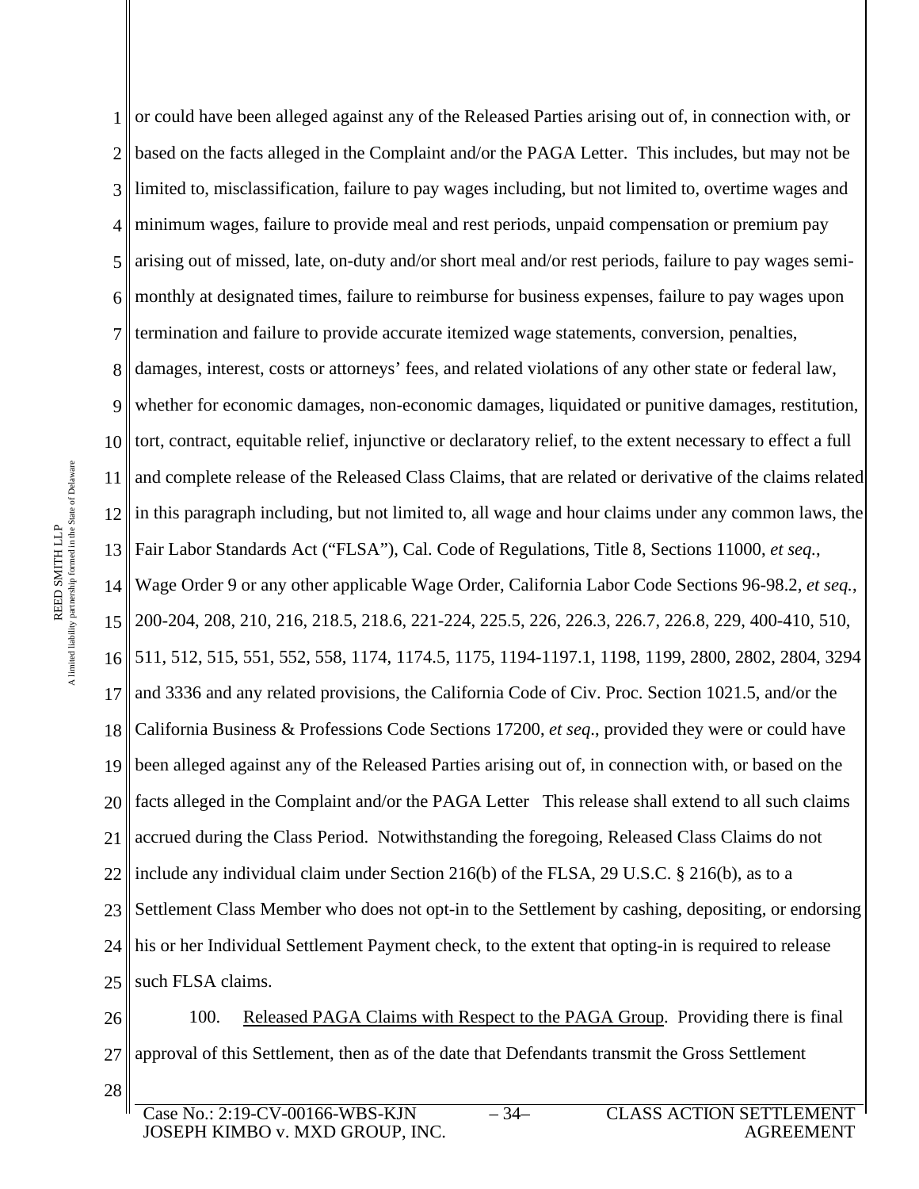or could have been alleged against any of the Released Parties arising out of, in connection with, or based on the facts alleged in the Complaint and/or the PAGA Letter. This includes, but may not be limited to, misclassification, failure to pay wages including, but not limited to, overtime wages and minimum wages, failure to provide meal and rest periods, unpaid compensation or premium pay arising out of missed, late, on-duty and/or short meal and/or rest periods, failure to pay wages semi-monthly at designated times, failure to reimburse for business expenses, failure to pay wages upon termination and failure to provide accurate itemized wage statements, conversion, penalties, damages, interest, costs or attorneys' fees, and related violations of any other state or federal law, whether for economic damages, non-economic damages, liquidated or punitive damages, restitution, tort, contract, equitable relief, injunctive or declaratory relief, to the extent necessary to effect a full and complete release of the Released Class Claims, that are related or derivative of the claims related in this paragraph including, but not limited to, all wage and hour claims under any common laws, the Fair Labor Standards Act ("FLSA"), Cal. Code of Regulations, Title 8, Sections 11000, *et seq.*, Wage Order 9 or any other applicable Wage Order, California Labor Code Sections 96-98.2, *et seq.*, 200-204, 208, 210, 216, 218.5, 218.6, 221-224, 225.5, 226, 226.3, 226.7, 226.8, 229, 400-410, 510, 511, 512, 515, 551, 552, 558, 1174, 1174.5, 1175, 1194-1197.1, 1198, 1199, 2800, 2802, 2804, 3294 and 3336 and any related provisions, the California Code of Civ. Proc. Section 1021.5, and/or the California Business & Professions Code Sections 17200, *et seq*., provided they were or could have been alleged against any of the Released Parties arising out of, in connection with, or based on the facts alleged in the Complaint and/or the PAGA Letter This release shall extend to all such claims accrued during the Class Period. Notwithstanding the foregoing, Released Class Claims do not include any individual claim under Section 216(b) of the FLSA, 29 U.S.C. § 216(b), as to a Settlement Class Member who does not opt-in to the Settlement by cashing, depositing, or endorsing his or her Individual Settlement Payment check, to the extent that opting-in is required to release such FLSA claims.

100. Released PAGA Claims with Respect to the PAGA Group. Providing there is final approval of this Settlement, then as of the date that Defendants transmit the Gross Settlement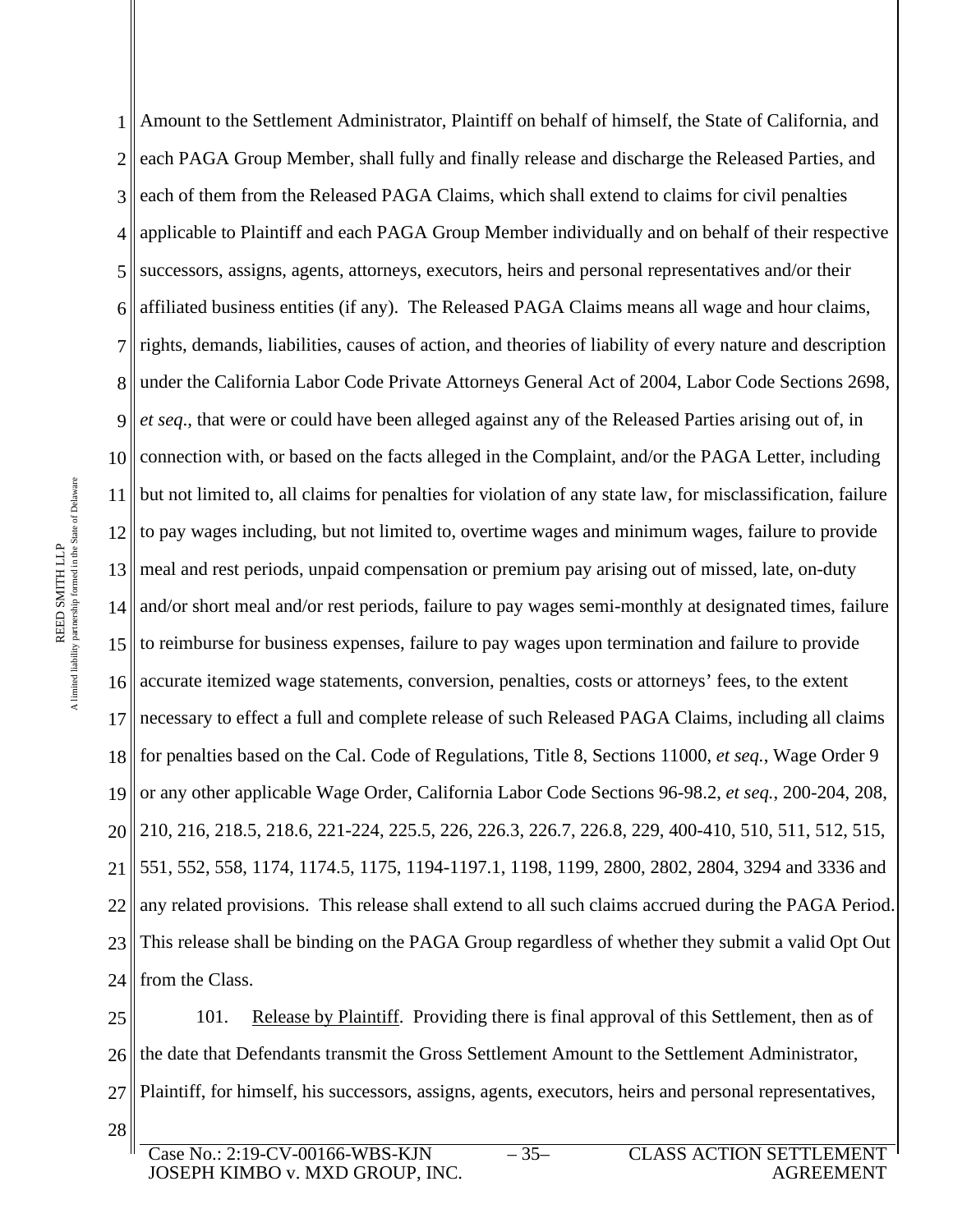Amount to the Settlement Administrator, Plaintiff on behalf of himself, the State of California, and each PAGA Group Member, shall fully and finally release and discharge the Released Parties, and each of them from the Released PAGA Claims, which shall extend to claims for civil penalties applicable to Plaintiff and each PAGA Group Member individually and on behalf of their respective successors, assigns, agents, attorneys, executors, heirs and personal representatives and/or their affiliated business entities (if any). The Released PAGA Claims means all wage and hour claims, rights, demands, liabilities, causes of action, and theories of liability of every nature and description under the California Labor Code Private Attorneys General Act of 2004, Labor Code Sections 2698, *et seq.*, that were or could have been alleged against any of the Released Parties arising out of, in connection with, or based on the facts alleged in the Complaint, and/or the PAGA Letter, including but not limited to, all claims for penalties for violation of any state law, for misclassification, failure to pay wages including, but not limited to, overtime wages and minimum wages, failure to provide meal and rest periods, unpaid compensation or premium pay arising out of missed, late, on-duty and/or short meal and/or rest periods, failure to pay wages semi-monthly at designated times, failure to reimburse for business expenses, failure to pay wages upon termination and failure to provide accurate itemized wage statements, conversion, penalties, costs or attorneys' fees, to the extent necessary to effect a full and complete release of such Released PAGA Claims, including all claims for penalties based on the Cal. Code of Regulations, Title 8, Sections 11000, *et seq.*, Wage Order 9 or any other applicable Wage Order, California Labor Code Sections 96-98.2, *et seq.*, 200-204, 208, 210, 216, 218.5, 218.6, 221-224, 225.5, 226, 226.3, 226.7, 226.8, 229, 400-410, 510, 511, 512, 515, 551, 552, 558, 1174, 1174.5, 1175, 1194-1197.1, 1198, 1199, 2800, 2802, 2804, 3294 and 3336 and any related provisions. This release shall extend to all such claims accrued during the PAGA Period. This release shall be binding on the PAGA Group regardless of whether they submit a valid Opt Out from the Class.

101. Release by Plaintiff. Providing there is final approval of this Settlement, then as of the date that Defendants transmit the Gross Settlement Amount to the Settlement Administrator, Plaintiff, for himself, his successors, assigns, agents, executors, heirs and personal representatives,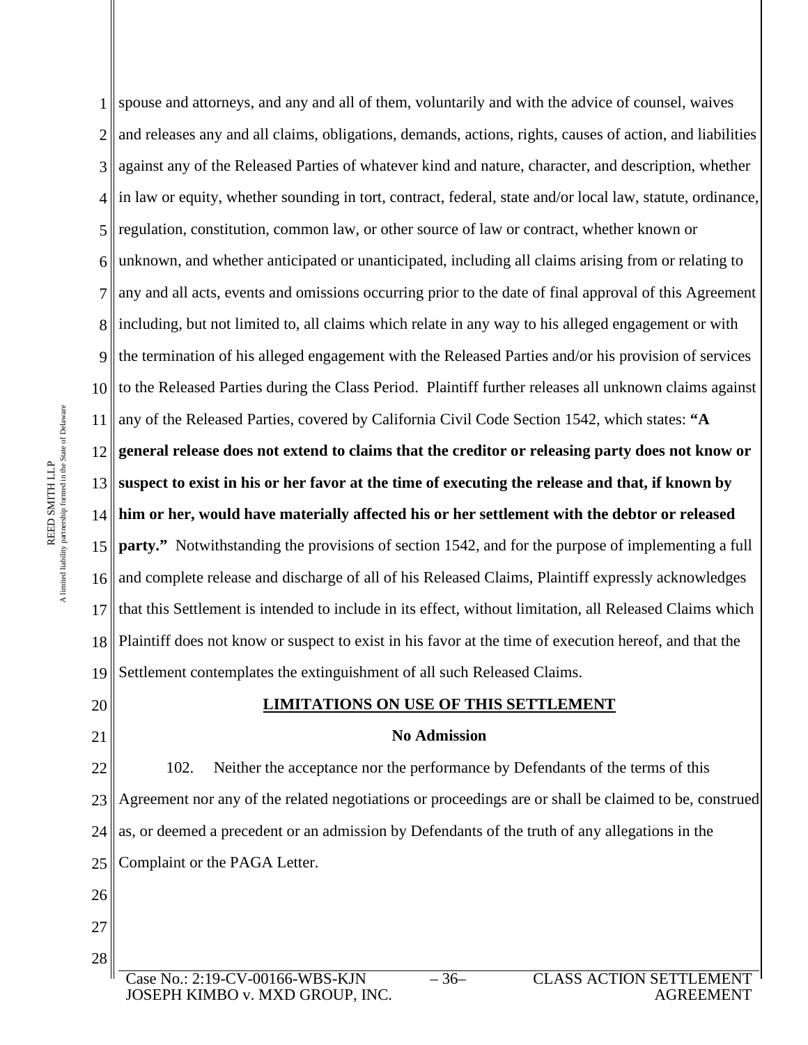spouse and attorneys, and any and all of them, voluntarily and with the advice of counsel, waives and releases any and all claims, obligations, demands, actions, rights, causes of action, and liabilities against any of the Released Parties of whatever kind and nature, character, and description, whether in law or equity, whether sounding in tort, contract, federal, state and/or local law, statute, ordinance, regulation, constitution, common law, or other source of law or contract, whether known or unknown, and whether anticipated or unanticipated, including all claims arising from or relating to any and all acts, events and omissions occurring prior to the date of final approval of this Agreement including, but not limited to, all claims which relate in any way to his alleged engagement or with the termination of his alleged engagement with the Released Parties and/or his provision of services to the Released Parties during the Class Period. Plaintiff further releases all unknown claims against any of the Released Parties, covered by California Civil Code Section 1542, which states: **"A general release does not extend to claims that the creditor or releasing party does not know or suspect to exist in his or her favor at the time of executing the release and that, if known by him or her, would have materially affected his or her settlement with the debtor or released party."** Notwithstanding the provisions of section 1542, and for the purpose of implementing a full and complete release and discharge of all of his Released Claims, Plaintiff expressly acknowledges that this Settlement is intended to include in its effect, without limitation, all Released Claims which Plaintiff does not know or suspect to exist in his favor at the time of execution hereof, and that the Settlement contemplates the extinguishment of all such Released Claims.

## LIMITATIONS ON USE OF THIS SETTLEMENT

### No Admission

102. Neither the acceptance nor the performance by Defendants of the terms of this Agreement nor any of the related negotiations or proceedings are or shall be claimed to be, construed as, or deemed a precedent or an admission by Defendants of the truth of any allegations in the Complaint or the PAGA Letter.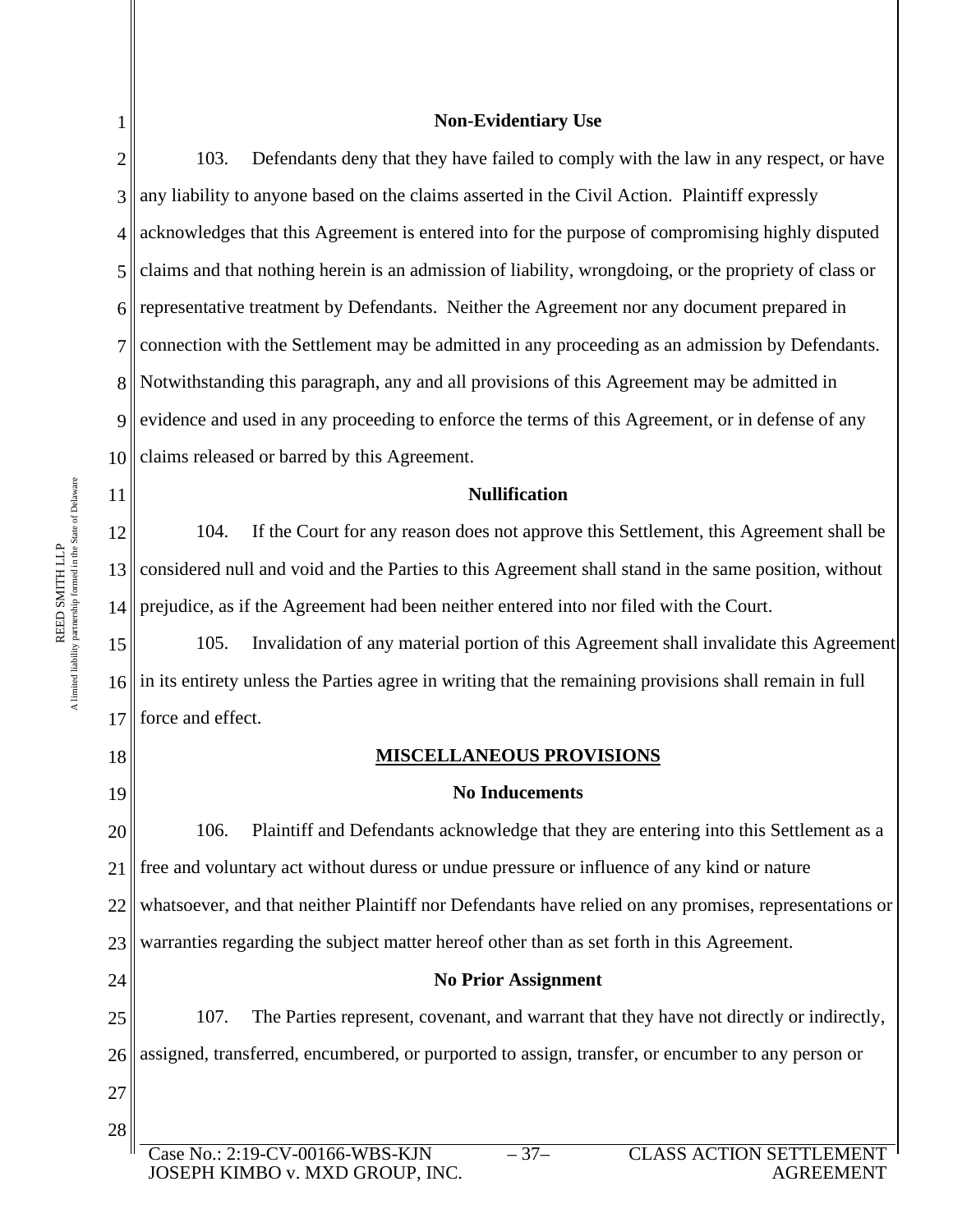**Non-Evidentiary Use**

103. Defendants deny that they have failed to comply with the law in any respect, or have any liability to anyone based on the claims asserted in the Civil Action. Plaintiff expressly acknowledges that this Agreement is entered into for the purpose of compromising highly disputed claims and that nothing herein is an admission of liability, wrongdoing, or the propriety of class or representative treatment by Defendants. Neither the Agreement nor any document prepared in connection with the Settlement may be admitted in any proceeding as an admission by Defendants. Notwithstanding this paragraph, any and all provisions of this Agreement may be admitted in evidence and used in any proceeding to enforce the terms of this Agreement, or in defense of any claims released or barred by this Agreement.

**Nullification**

104. If the Court for any reason does not approve this Settlement, this Agreement shall be considered null and void and the Parties to this Agreement shall stand in the same position, without prejudice, as if the Agreement had been neither entered into nor filed with the Court.

105. Invalidation of any material portion of this Agreement shall invalidate this Agreement in its entirety unless the Parties agree in writing that the remaining provisions shall remain in full force and effect.

## MISCELLANEOUS PROVISIONS

**No Inducements**

106. Plaintiff and Defendants acknowledge that they are entering into this Settlement as a free and voluntary act without duress or undue pressure or influence of any kind or nature whatsoever, and that neither Plaintiff nor Defendants have relied on any promises, representations or warranties regarding the subject matter hereof other than as set forth in this Agreement.

**No Prior Assignment**

107. The Parties represent, covenant, and warrant that they have not directly or indirectly, assigned, transferred, encumbered, or purported to assign, transfer, or encumber to any person or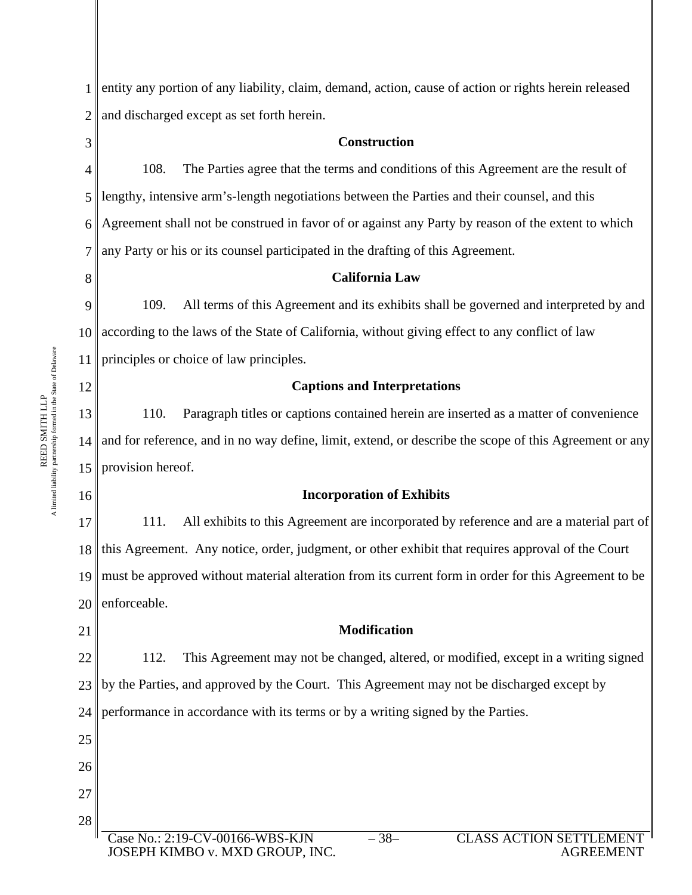entity any portion of any liability, claim, demand, action, cause of action or rights herein released and discharged except as set forth herein.

**Construction**

108. The Parties agree that the terms and conditions of this Agreement are the result of lengthy, intensive arm's-length negotiations between the Parties and their counsel, and this Agreement shall not be construed in favor of or against any Party by reason of the extent to which any Party or his or its counsel participated in the drafting of this Agreement.

**California Law**

109. All terms of this Agreement and its exhibits shall be governed and interpreted by and according to the laws of the State of California, without giving effect to any conflict of law principles or choice of law principles.

**Captions and Interpretations**

110. Paragraph titles or captions contained herein are inserted as a matter of convenience and for reference, and in no way define, limit, extend, or describe the scope of this Agreement or any provision hereof.

**Incorporation of Exhibits**

111. All exhibits to this Agreement are incorporated by reference and are a material part of this Agreement. Any notice, order, judgment, or other exhibit that requires approval of the Court must be approved without material alteration from its current form in order for this Agreement to be enforceable.

**Modification**

112. This Agreement may not be changed, altered, or modified, except in a writing signed by the Parties, and approved by the Court. This Agreement may not be discharged except by performance in accordance with its terms or by a writing signed by the Parties.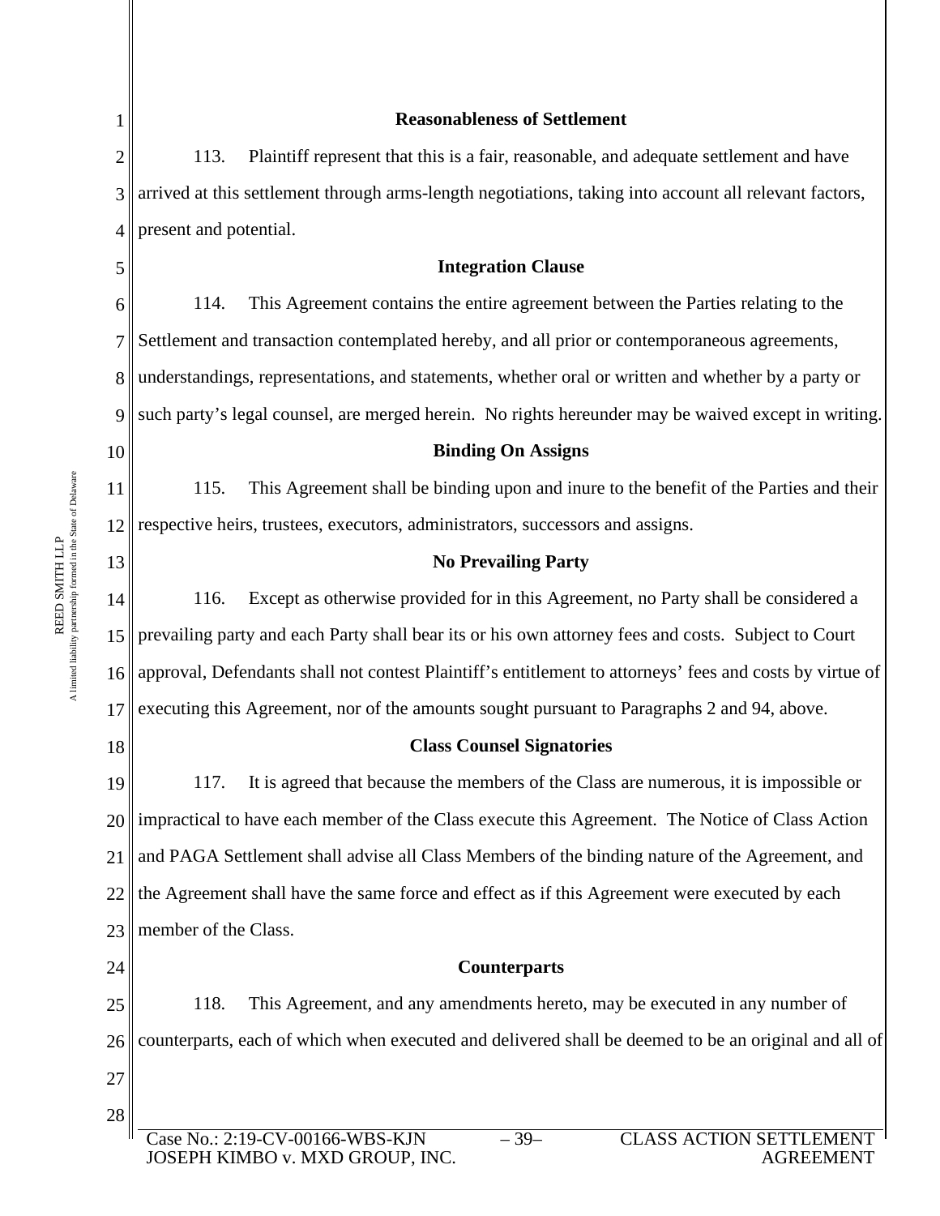**Reasonableness of Settlement**

113. Plaintiff represent that this is a fair, reasonable, and adequate settlement and have arrived at this settlement through arms-length negotiations, taking into account all relevant factors, present and potential.

**Integration Clause**

114. This Agreement contains the entire agreement between the Parties relating to the Settlement and transaction contemplated hereby, and all prior or contemporaneous agreements, understandings, representations, and statements, whether oral or written and whether by a party or such party's legal counsel, are merged herein. No rights hereunder may be waived except in writing.

**Binding On Assigns**

115. This Agreement shall be binding upon and inure to the benefit of the Parties and their respective heirs, trustees, executors, administrators, successors and assigns.

**No Prevailing Party**

116. Except as otherwise provided for in this Agreement, no Party shall be considered a prevailing party and each Party shall bear its or his own attorney fees and costs. Subject to Court approval, Defendants shall not contest Plaintiff's entitlement to attorneys' fees and costs by virtue of executing this Agreement, nor of the amounts sought pursuant to Paragraphs 2 and 94, above.

**Class Counsel Signatories**

117. It is agreed that because the members of the Class are numerous, it is impossible or impractical to have each member of the Class execute this Agreement. The Notice of Class Action and PAGA Settlement shall advise all Class Members of the binding nature of the Agreement, and the Agreement shall have the same force and effect as if this Agreement were executed by each member of the Class.

**Counterparts**

118. This Agreement, and any amendments hereto, may be executed in any number of counterparts, each of which when executed and delivered shall be deemed to be an original and all of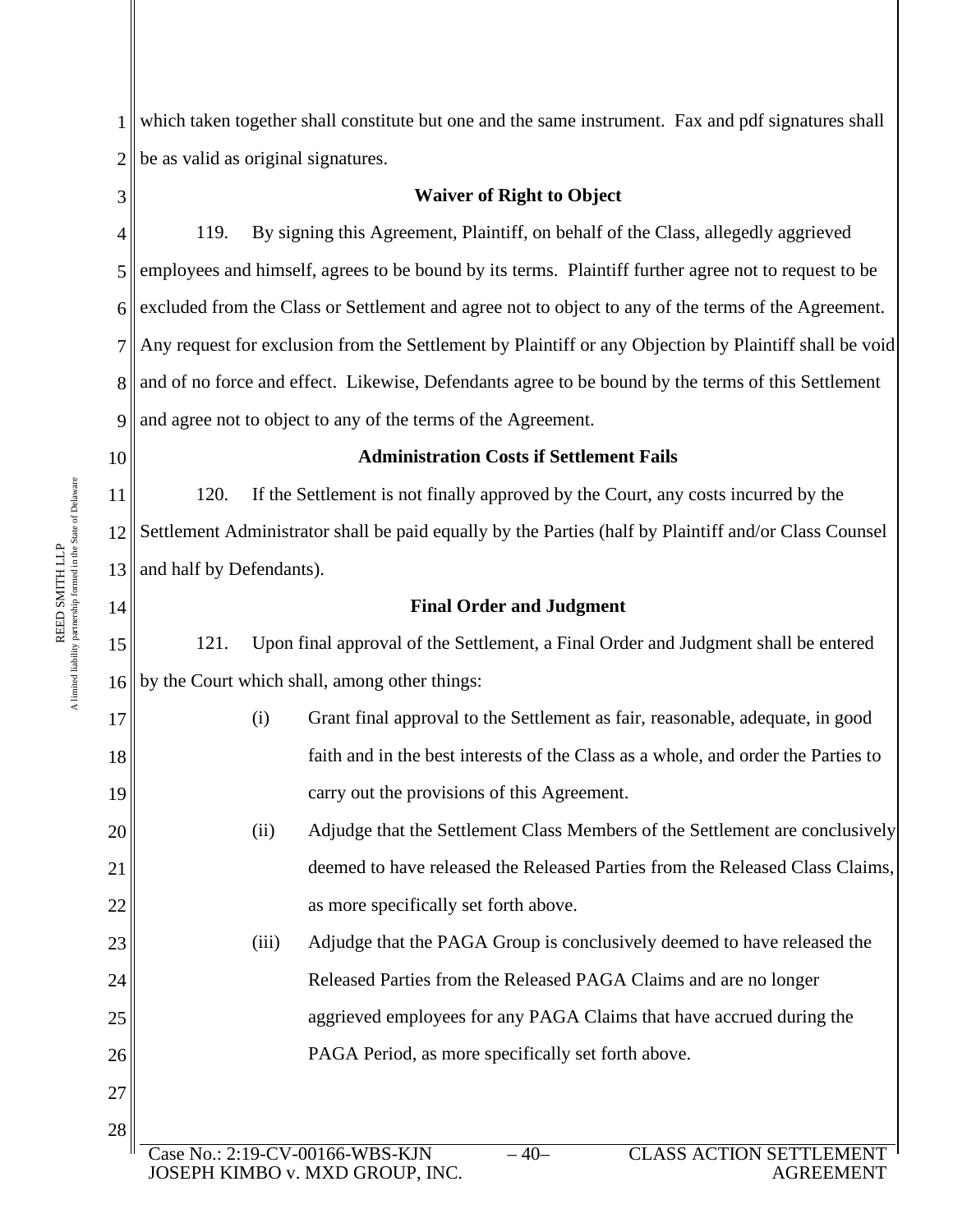which taken together shall constitute but one and the same instrument. Fax and pdf signatures shall be as valid as original signatures.

**Waiver of Right to Object**

119. By signing this Agreement, Plaintiff, on behalf of the Class, allegedly aggrieved employees and himself, agrees to be bound by its terms. Plaintiff further agree not to request to be excluded from the Class or Settlement and agree not to object to any of the terms of the Agreement. Any request for exclusion from the Settlement by Plaintiff or any Objection by Plaintiff shall be void and of no force and effect. Likewise, Defendants agree to be bound by the terms of this Settlement and agree not to object to any of the terms of the Agreement.

**Administration Costs if Settlement Fails**

120. If the Settlement is not finally approved by the Court, any costs incurred by the Settlement Administrator shall be paid equally by the Parties (half by Plaintiff and/or Class Counsel and half by Defendants).

**Final Order and Judgment**

121. Upon final approval of the Settlement, a Final Order and Judgment shall be entered by the Court which shall, among other things:

(i) Grant final approval to the Settlement as fair, reasonable, adequate, in good faith and in the best interests of the Class as a whole, and order the Parties to carry out the provisions of this Agreement.

(ii) Adjudge that the Settlement Class Members of the Settlement are conclusively deemed to have released the Released Parties from the Released Class Claims, as more specifically set forth above.

(iii) Adjudge that the PAGA Group is conclusively deemed to have released the Released Parties from the Released PAGA Claims and are no longer aggrieved employees for any PAGA Claims that have accrued during the PAGA Period, as more specifically set forth above.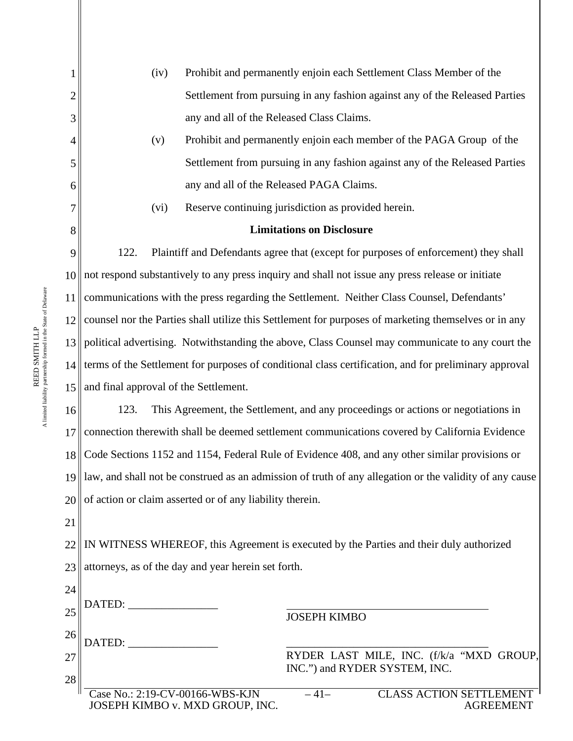(iv) Prohibit and permanently enjoin each Settlement Class Member of the Settlement from pursuing in any fashion against any of the Released Parties any and all of the Released Class Claims.

(v) Prohibit and permanently enjoin each member of the PAGA Group of the Settlement from pursuing in any fashion against any of the Released Parties any and all of the Released PAGA Claims.

(vi) Reserve continuing jurisdiction as provided herein.

**Limitations on Disclosure**

122. Plaintiff and Defendants agree that (except for purposes of enforcement) they shall not respond substantively to any press inquiry and shall not issue any press release or initiate communications with the press regarding the Settlement. Neither Class Counsel, Defendants' counsel nor the Parties shall utilize this Settlement for purposes of marketing themselves or in any political advertising. Notwithstanding the above, Class Counsel may communicate to any court the terms of the Settlement for purposes of conditional class certification, and for preliminary approval and final approval of the Settlement.

123. This Agreement, the Settlement, and any proceedings or actions or negotiations in connection therewith shall be deemed settlement communications covered by California Evidence Code Sections 1152 and 1154, Federal Rule of Evidence 408, and any other similar provisions or law, and shall not be construed as an admission of truth of any allegation or the validity of any cause of action or claim asserted or of any liability therein.

IN WITNESS WHEREOF, this Agreement is executed by the Parties and their duly authorized attorneys, as of the day and year herein set forth.

DATED: ________________ ____________________________________
JOSEPH KIMBO

DATED: ________________ ____________________________________
RYDER LAST MILE, INC. (f/k/a "MXD GROUP, INC.") and RYDER SYSTEM, INC.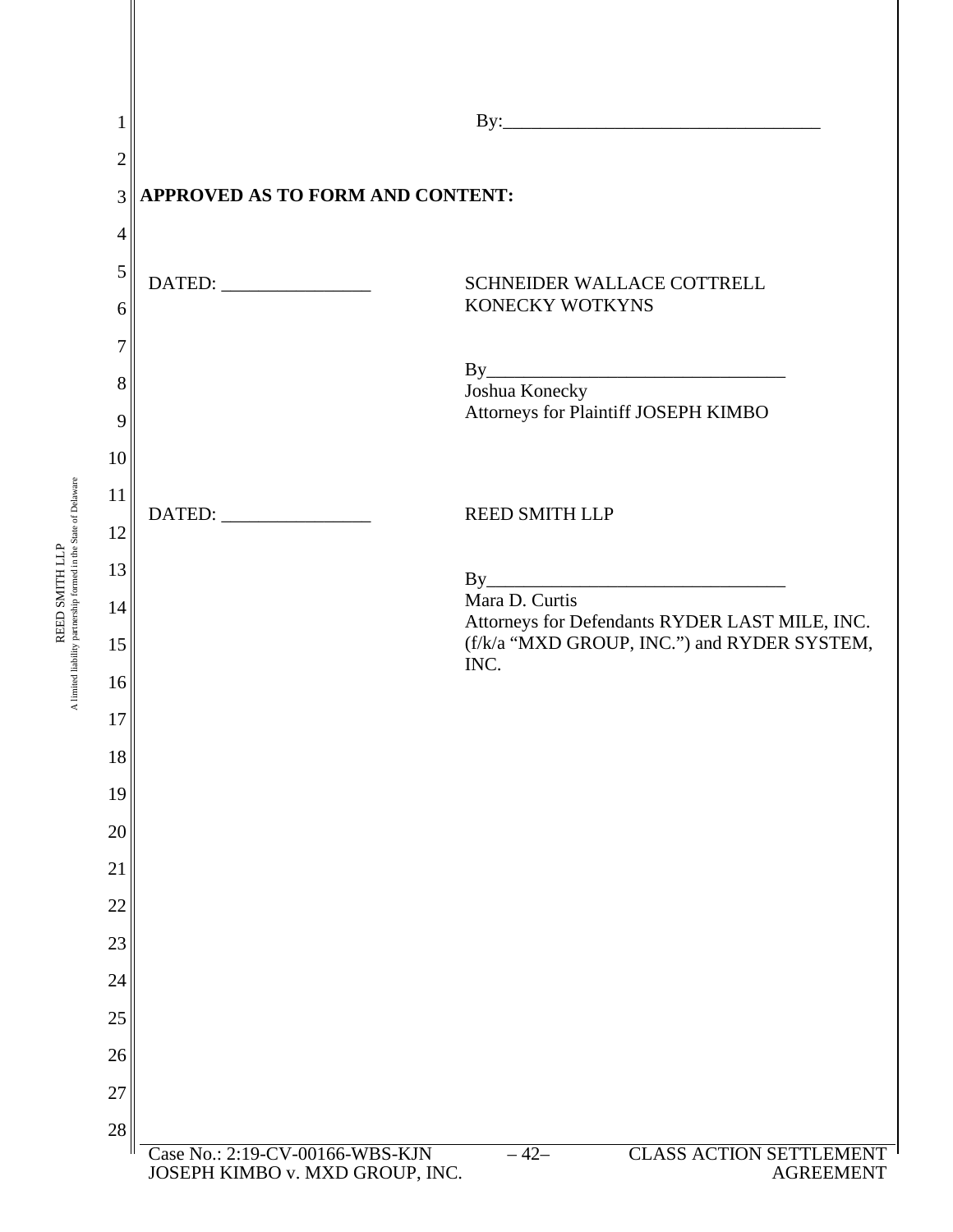By:\_\_\_\_\_\_\_\_\_\_\_\_\_\_\_\_\_\_\_\_\_\_\_\_\_\_\_\_\_\_\_\_\_\_

**APPROVED AS TO FORM AND CONTENT:**

DATED: \_\_\_\_\_\_\_\_\_\_\_\_\_\_\_\_

SCHNEIDER WALLACE COTTRELL KONECKY WOTKYNS

By\_\_\_\_\_\_\_\_\_\_\_\_\_\_\_\_\_\_\_\_\_\_\_\_\_\_\_\_\_\_\_\_\_\_
Joshua Konecky
Attorneys for Plaintiff JOSEPH KIMBO

DATED: \_\_\_\_\_\_\_\_\_\_\_\_\_\_\_\_

REED SMITH LLP

By\_\_\_\_\_\_\_\_\_\_\_\_\_\_\_\_\_\_\_\_\_\_\_\_\_\_\_\_\_\_\_\_\_\_
Mara D. Curtis
Attorneys for Defendants RYDER LAST MILE, INC. (f/k/a "MXD GROUP, INC.") and RYDER SYSTEM, INC.